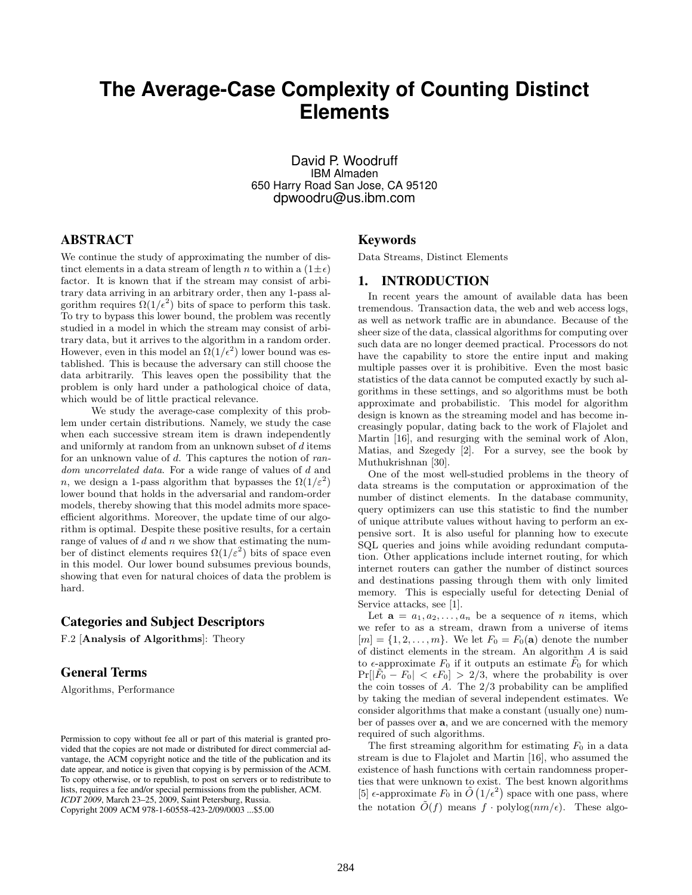# The Average-Case Complexity of Counting Distinct Elements

David P. Woodruff
IBM Almaden
650 Harry Road San Jose, CA 95120
dpwoodru@us.ibm.com

## ABSTRACT

We continue the study of approximating the number of distinct elements in a data stream of length $n$ to within a $(1 \pm \epsilon)$ factor. It is known that if the stream may consist of arbitrary data arriving in an arbitrary order, then any 1-pass algorithm requires $\Omega(1/\epsilon^2)$ bits of space to perform this task. To try to bypass this lower bound, the problem was recently studied in a model in which the stream may consist of arbitrary data, but it arrives to the algorithm in a random order. However, even in this model an $\Omega(1/\epsilon^2)$ lower bound was established. This is because the adversary can still choose the data arbitrarily. This leaves open the possibility that the problem is only hard under a pathological choice of data, which would be of little practical relevance.

We study the average-case complexity of this problem under certain distributions. Namely, we study the case when each successive stream item is drawn independently and uniformly at random from an unknown subset of $d$ items for an unknown value of $d$. This captures the notion of *random uncorrelated data*. For a wide range of values of $d$ and $n$, we design a 1-pass algorithm that bypasses the $\Omega(1/\varepsilon^2)$ lower bound that holds in the adversarial and random-order models, thereby showing that this model admits more space-efficient algorithms. Moreover, the update time of our algorithm is optimal. Despite these positive results, for a certain range of values of $d$ and $n$ we show that estimating the number of distinct elements requires $\Omega(1/\varepsilon^2)$ bits of space even in this model. Our lower bound subsumes previous bounds, showing that even for natural choices of data the problem is hard.

### Categories and Subject Descriptors

F.2 [**Analysis of Algorithms**]: Theory

### General Terms

Algorithms, Performance

Permission to copy without fee all or part of this material is granted provided that the copies are not made or distributed for direct commercial advantage, the ACM copyright notice and the title of the publication and its date appear, and notice is given that copying is by permission of the ACM. To copy otherwise, or to republish, to post on servers or to redistribute to lists, requires a fee and/or special permissions from the publisher, ACM.
*ICDT 2009*, March 23–25, 2009, Saint Petersburg, Russia.
Copyright 2009 ACM 978-1-60558-423-2/09/0003 ...$5.00

### Keywords

Data Streams, Distinct Elements

## 1. INTRODUCTION

In recent years the amount of available data has been tremendous. Transaction data, the web and web access logs, as well as network traffic are in abundance. Because of the sheer size of the data, classical algorithms for computing over such data are no longer deemed practical. Processors do not have the capability to store the entire input and making multiple passes over it is prohibitive. Even the most basic statistics of the data cannot be computed exactly by such algorithms in these settings, and so algorithms must be both approximate and probabilistic. This model for algorithm design is known as the streaming model and has become increasingly popular, dating back to the work of Flajolet and Martin [16], and resurging with the seminal work of Alon, Matias, and Szegedy [2]. For a survey, see the book by Muthukrishnan [30].

One of the most well-studied problems in the theory of data streams is the computation or approximation of the number of distinct elements. In the database community, query optimizers can use this statistic to find the number of unique attribute values without having to perform an expensive sort. It is also useful for planning how to execute SQL queries and joins while avoiding redundant computation. Other applications include internet routing, for which internet routers can gather the number of distinct sources and destinations passing through them with only limited memory. This is especially useful for detecting Denial of Service attacks, see [1].

Let $\mathbf{a} = a_1, a_2, \ldots, a_n$ be a sequence of $n$ items, which we refer to as a stream, drawn from a universe of items $[m] = \{1, 2, \ldots, m\}$. We let $F_0 = F_0(\mathbf{a})$ denote the number of distinct elements in the stream. An algorithm $A$ is said to $\epsilon$-approximate $F_0$ if it outputs an estimate $\tilde{F}_0$ for which $\Pr[|\tilde{F}_0 - F_0| < \epsilon F_0] > 2/3$, where the probability is over the coin tosses of $A$. The $2/3$ probability can be amplified by taking the median of several independent estimates. We consider algorithms that make a constant (usually one) number of passes over $\mathbf{a}$, and we are concerned with the memory required of such algorithms.

The first streaming algorithm for estimating $F_0$ in a data stream is due to Flajolet and Martin [16], who assumed the existence of hash functions with certain randomness properties that were unknown to exist. The best known algorithms [5] $\epsilon$-approximate $F_0$ in $\tilde{O}\left(1/\epsilon^2\right)$ space with one pass, where the notation $\tilde{O}(f)$ means $f \cdot \text{polylog}(nm/\epsilon)$. These algo-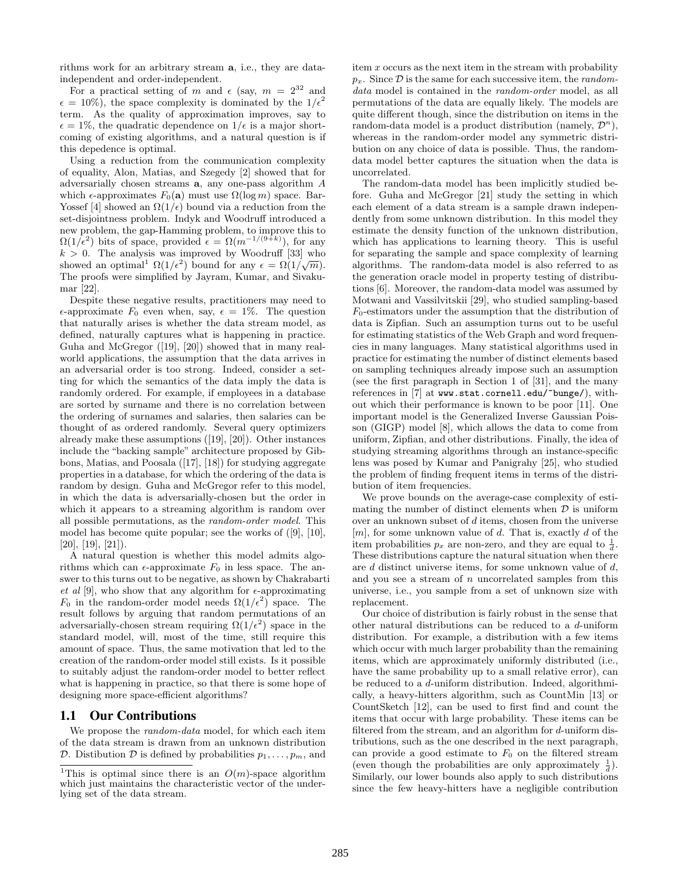rithms work for an arbitrary stream **a**, i.e., they are data-independent and order-independent.

For a practical setting of $m$ and $\epsilon$ (say, $m = 2^{32}$ and $\epsilon = 10\%$), the space complexity is dominated by the $1/\epsilon^2$ term. As the quality of approximation improves, say to $\epsilon = 1\%$, the quadratic dependence on $1/\epsilon$ is a major shortcoming of existing algorithms, and a natural question is if this depedence is optimal.

Using a reduction from the communication complexity of equality, Alon, Matias, and Szegedy [2] showed that for adversarially chosen streams **a**, any one-pass algorithm $A$ which $\epsilon$-approximates $F_0(\mathbf{a})$ must use $\Omega(\log m)$ space. Bar-Yossef [4] showed an $\Omega(1/\epsilon)$ bound via a reduction from the set-disjointness problem. Indyk and Woodruff introduced a new problem, the gap-Hamming problem, to improve this to $\Omega(1/\epsilon^2)$ bits of space, provided $\epsilon = \Omega(m^{-1/(9+k)})$, for any $k > 0$. The analysis was improved by Woodruff [33] who showed an optimal[1] $\Omega(1/\epsilon^2)$ bound for any $\epsilon = \Omega(1/\sqrt{m})$. The proofs were simplified by Jayram, Kumar, and Sivakumar [22].

Despite these negative results, practitioners may need to $\epsilon$-approximate $F_0$ even when, say, $\epsilon = 1\%$. The question that naturally arises is whether the data stream model, as defined, naturally captures what is happening in practice. Guha and McGregor ([19], [20]) showed that in many real-world applications, the assumption that the data arrives in an adversarial order is too strong. Indeed, consider a setting for which the semantics of the data imply the data is randomly ordered. For example, if employees in a database are sorted by surname and there is no correlation between the ordering of surnames and salaries, then salaries can be thought of as ordered randomly. Several query optimizers already make these assumptions ([19], [20]). Other instances include the "backing sample" architecture proposed by Gibbons, Matias, and Poosala ([17], [18]) for studying aggregate properties in a database, for which the ordering of the data is random by design. Guha and McGregor refer to this model, in which the data is adversarially-chosen but the order in which it appears to a streaming algorithm is random over all possible permutations, as the *random-order model*. This model has become quite popular; see the works of ([9], [10], [20], [19], [21]).

A natural question is whether this model admits algorithms which can $\epsilon$-approximate $F_0$ in less space. The answer to this turns out to be negative, as shown by Chakrabarti *et al* [9], who show that any algorithm for $\epsilon$-approximating $F_0$ in the random-order model needs $\Omega(1/\epsilon^2)$ space. The result follows by arguing that random permutations of an adversarially-chosen stream requiring $\Omega(1/\epsilon^2)$ space in the standard model, will, most of the time, still require this amount of space. Thus, the same motivation that led to the creation of the random-order model still exists. Is it possible to suitably adjust the random-order model to better reflect what is happening in practice, so that there is some hope of designing more space-efficient algorithms?

## 1.1 Our Contributions

We propose the *random-data* model, for which each item of the data stream is drawn from an unknown distribution $\mathcal{D}$. Distribution $\mathcal{D}$ is defined by probabilities $p_1, \ldots, p_m$, and item $x$ occurs as the next item in the stream with probability $p_x$. Since $\mathcal{D}$ is the same for each successive item, the *random-data* model is contained in the *random-order* model, as all permutations of the data are equally likely. The models are quite different though, since the distribution on items in the random-data model is a product distribution (namely, $\mathcal{D}^n$), whereas in the random-order model any symmetric distribution on any choice of data is possible. Thus, the random-data model better captures the situation when the data is uncorrelated.

The random-data model has been implicitly studied before. Guha and McGregor [21] study the setting in which each element of a data stream is a sample drawn independently from some unknown distribution. In this model they estimate the density function of the unknown distribution, which has applications to learning theory. This is useful for separating the sample and space complexity of learning algorithms. The random-data model is also referred to as the generation oracle model in property testing of distributions [6]. Moreover, the random-data model was assumed by Motwani and Vassilvitskii [29], who studied sampling-based $F_0$-estimators under the assumption that the distribution of data is Zipfian. Such an assumption turns out to be useful for estimating statistics of the Web Graph and word frequencies in many languages. Many statistical algorithms used in practice for estimating the number of distinct elements based on sampling techniques already impose such an assumption (see the first paragraph in Section 1 of [31], and the many references in [7] at www.stat.cornell.edu/~bunge/), without which their performance is known to be poor [11]. One important model is the Generalized Inverse Gaussian Poisson (GIGP) model [8], which allows the data to come from uniform, Zipfian, and other distributions. Finally, the idea of studying streaming algorithms through an instance-specific lens was posed by Kumar and Panigrahy [25], who studied the problem of finding frequent items in terms of the distribution of item frequencies.

We prove bounds on the average-case complexity of estimating the number of distinct elements when $\mathcal{D}$ is uniform over an unknown subset of $d$ items, chosen from the universe $[m]$, for some unknown value of $d$. That is, exactly $d$ of the item probabilities $p_x$ are non-zero, and they are equal to $\frac{1}{d}$. These distributions capture the natural situation when there are $d$ distinct universe items, for some unknown value of $d$, and you see a stream of $n$ uncorrelated samples from this universe, i.e., you sample from a set of unknown size with replacement.

Our choice of distribution is fairly robust in the sense that other natural distributions can be reduced to a $d$-uniform distribution. For example, a distribution with a few items which occur with much larger probability than the remaining items, which are approximately uniformly distributed (i.e., have the same probability up to a small relative error), can be reduced to a $d$-uniform distribution. Indeed, algorithmically, a heavy-hitters algorithm, such as CountMin [13] or CountSketch [12], can be used to first find and count the items that occur with large probability. These items can be filtered from the stream, and an algorithm for $d$-uniform distributions, such as the one described in the next paragraph, can provide a good estimate to $F_0$ on the filtered stream (even though the probabilities are only approximately $\frac{1}{d}$). Similarly, our lower bounds also apply to such distributions since the few heavy-hitters have a negligible contribution

[1] This is optimal since there is an $O(m)$-space algorithm which just maintains the characteristic vector of the underlying set of the data stream.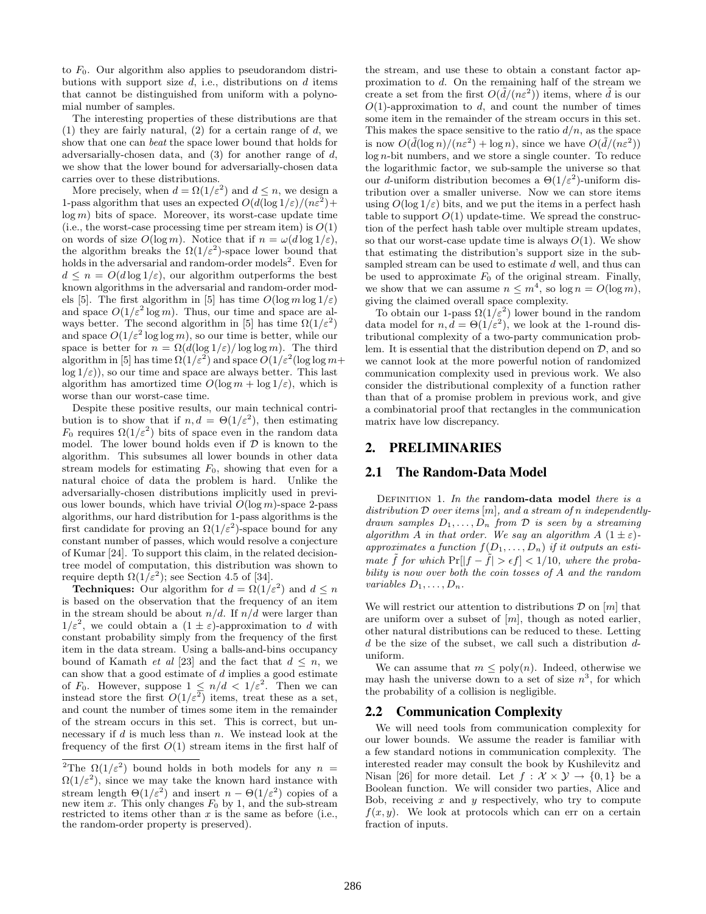to $F_0$. Our algorithm also applies to pseudorandom distributions with support size $d$, i.e., distributions on $d$ items that cannot be distinguished from uniform with a polynomial number of samples.

The interesting properties of these distributions are that (1) they are fairly natural, (2) for a certain range of $d$, we show that one can *beat* the space lower bound that holds for adversarially-chosen data, and (3) for another range of $d$, we show that the lower bound for adversarially-chosen data carries over to these distributions.

More precisely, when $d = \Omega(1/\varepsilon^2)$ and $d \leq n$, we design a 1-pass algorithm that uses an expected $O(d(\log 1/\varepsilon)/(n\varepsilon^2) + \log m)$ bits of space. Moreover, its worst-case update time (i.e., the worst-case processing time per stream item) is $O(1)$ on words of size $O(\log m)$. Notice that if $n = \omega(d \log 1/\varepsilon)$, the algorithm breaks the $\Omega(1/\varepsilon^2)$-space lower bound that holds in the adversarial and random-order models[2]. Even for $d \leq n = O(d \log 1/\varepsilon)$, our algorithm outperforms the best known algorithms in the adversarial and random-order models [5]. The first algorithm in [5] has time $O(\log m \log 1/\varepsilon)$ and space $O(1/\varepsilon^2 \log m)$. Thus, our time and space are always better. The second algorithm in [5] has time $\Omega(1/\varepsilon^2)$ and space $O(1/\varepsilon^2 \log \log m)$, so our time is better, while our space is better for $n = \Omega(d(\log 1/\varepsilon)/\log \log m)$. The third algorithm in [5] has time $\Omega(1/\varepsilon^2)$ and space $O(1/\varepsilon^2(\log \log m + \log 1/\varepsilon))$, so our time and space are always better. This last algorithm has amortized time $O(\log m + \log 1/\varepsilon)$, which is worse than our worst-case time.

Despite these positive results, our main technical contribution is to show that if $n, d = \Theta(1/\varepsilon^2)$, then estimating $F_0$ requires $\Omega(1/\varepsilon^2)$ bits of space even in the random data model. The lower bound holds even if $\mathcal{D}$ is known to the algorithm. This subsumes all lower bounds in other data stream models for estimating $F_0$, showing that even for a natural choice of data the problem is hard. Unlike the adversarially-chosen distributions implicitly used in previous lower bounds, which have trivial $O(\log m)$-space 2-pass algorithms, our hard distribution for 1-pass algorithms is the first candidate for proving an $\Omega(1/\varepsilon^2)$-space bound for any constant number of passes, which would resolve a conjecture of Kumar [24]. To support this claim, in the related decision-tree model of computation, this distribution was shown to require depth $\Omega(1/\varepsilon^2)$; see Section 4.5 of [34].

**Techniques:** Our algorithm for $d = \Omega(1/\varepsilon^2)$ and $d \leq n$ is based on the observation that the frequency of an item in the stream should be about $n/d$. If $n/d$ were larger than $1/\varepsilon^2$, we could obtain a $(1 \pm \varepsilon)$-approximation to $d$ with constant probability simply from the frequency of the first item in the data stream. Using a balls-and-bins occupancy bound of Kamath *et al* [23] and the fact that $d \leq n$, we can show that a good estimate of $d$ implies a good estimate of $F_0$. However, suppose $1 \leq n/d < 1/\varepsilon^2$. Then we can instead store the first $O(1/\varepsilon^2)$ items, treat these as a set, and count the number of times some item in the remainder of the stream occurs in this set. This is correct, but unnecessary if $d$ is much less than $n$. We instead look at the frequency of the first $O(1)$ stream items in the first half of the stream, and use these to obtain a constant factor approximation to $d$. On the remaining half of the stream we create a set from the first $O(\tilde{d}/(n\varepsilon^2))$ items, where $\tilde{d}$ is our $O(1)$-approximation to $d$, and count the number of times some item in the remainder of the stream occurs in this set. This makes the space sensitive to the ratio $d/n$, as the space is now $O(\tilde{d}(\log n)/(n\varepsilon^2) + \log n)$, since we have $O(\tilde{d}/(n\varepsilon^2))$ $\log n$-bit numbers, and we store a single counter. To reduce the logarithmic factor, we sub-sample the universe so that our $d$-uniform distribution becomes a $\Theta(1/\varepsilon^2)$-uniform distribution over a smaller universe. Now we can store items using $O(\log 1/\varepsilon)$ bits, and we put the items in a perfect hash table to support $O(1)$ update-time. We spread the construction of the perfect hash table over multiple stream updates, so that our worst-case update time is always $O(1)$. We show that estimating the distribution's support size in the sub-sampled stream can be used to estimate $d$ well, and thus can be used to approximate $F_0$ of the original stream. Finally, we show that we can assume $n \leq m^4$, so $\log n = O(\log m)$, giving the claimed overall space complexity.

To obtain our 1-pass $\Omega(1/\varepsilon^2)$ lower bound in the random data model for $n, d = \Theta(1/\varepsilon^2)$, we look at the 1-round distributional complexity of a two-party communication problem. It is essential that the distribution depend on $\mathcal{D}$, and so we cannot look at the more powerful notion of randomized communication complexity used in previous work. We also consider the distributional complexity of a function rather than that of a promise problem in previous work, and give a combinatorial proof that rectangles in the communication matrix have low discrepancy.

[2] The $\Omega(1/\varepsilon^2)$ bound holds in both models for any $n = \Omega(1/\varepsilon^2)$, since we may take the known hard instance with stream length $\Theta(1/\varepsilon^2)$ and insert $n - \Theta(1/\varepsilon^2)$ copies of a new item $x$. This only changes $F_0$ by 1, and the sub-stream restricted to items other than $x$ is the same as before (i.e., the random-order property is preserved).

## 2. PRELIMINARIES

### 2.1 The Random-Data Model

Definition 1. *In the* **random-data model** *there is a distribution* $\mathcal{D}$ *over items* $[m]$*, and a stream of* $n$ *independently-drawn samples* $D_1, \ldots, D_n$ *from* $\mathcal{D}$ *is seen by a streaming algorithm* $A$ *in that order. We say an algorithm* $A$ $(1 \pm \varepsilon)$*-approximates a function* $f(D_1, \ldots, D_n)$ *if it outputs an estimate* $\tilde{f}$ *for which* $\Pr[|f - \tilde{f}| > \epsilon f] < 1/10$*, where the probability is now over both the coin tosses of* $A$ *and the random variables* $D_1, \ldots, D_n$*.*

We will restrict our attention to distributions $\mathcal{D}$ on $[m]$ that are uniform over a subset of $[m]$, though as noted earlier, other natural distributions can be reduced to these. Letting $d$ be the size of the subset, we call such a distribution $d$-uniform.

We can assume that $m \leq \text{poly}(n)$. Indeed, otherwise we may hash the universe down to a set of size $n^3$, for which the probability of a collision is negligible.

### 2.2 Communication Complexity

We will need tools from communication complexity for our lower bounds. We assume the reader is familiar with a few standard notions in communication complexity. The interested reader may consult the book by Kushilevitz and Nisan [26] for more detail. Let $f : \mathcal{X} \times \mathcal{Y} \to \{0, 1\}$ be a Boolean function. We will consider two parties, Alice and Bob, receiving $x$ and $y$ respectively, who try to compute $f(x, y)$. We look at protocols which can err on a certain fraction of inputs.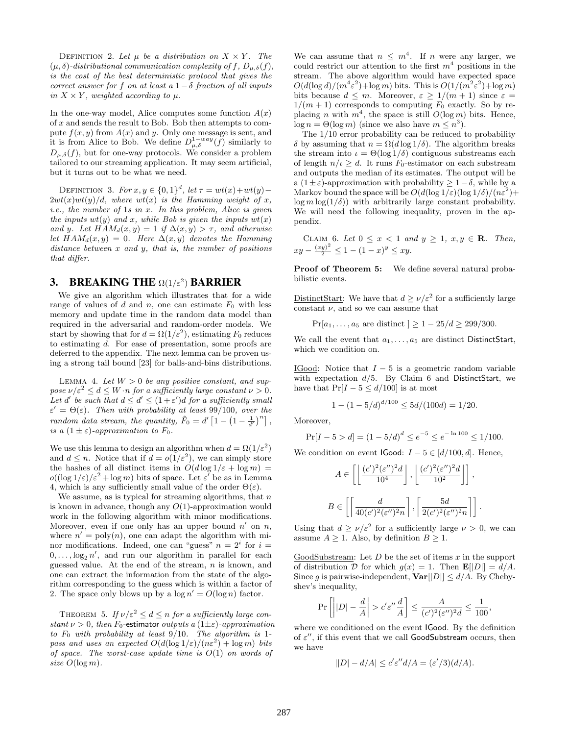DEFINITION 2. *Let $\mu$ be a distribution on $X \times Y$. The $(\mu, \delta)$-distributional communication complexity of $f$, $D_{\mu,\delta}(f)$, is the cost of the best deterministic protocol that gives the correct answer for $f$ on at least a $1-\delta$ fraction of all inputs in $X \times Y$, weighted according to $\mu$.*

In the one-way model, Alice computes some function $A(x)$ of $x$ and sends the result to Bob. Bob then attempts to compute $f(x, y)$ from $A(x)$ and $y$. Only one message is sent, and it is from Alice to Bob. We define $D^{1-way}_{\mu,\delta}(f)$ similarly to $D_{\mu,\delta}(f)$, but for one-way protocols. We consider a problem tailored to our streaming application. It may seem artificial, but it turns out to be what we need.

DEFINITION 3. *For $x, y \in \{0,1\}^d$, let $\tau = wt(x)+wt(y)-2wt(x)wt(y)/d$, where $wt(x)$ is the Hamming weight of $x$, i.e., the number of 1s in $x$. In this problem, Alice is given the inputs $wt(y)$ and $x$, while Bob is given the inputs $wt(x)$ and $y$. Let $HAM_d(x, y) = 1$ if $\Delta(x, y) > \tau$, and otherwise let $HAM_d(x, y) = 0$. Here $\Delta(x, y)$ denotes the Hamming distance between $x$ and $y$, that is, the number of positions that differ.*

## 3. BREAKING THE $\Omega(1/\varepsilon^2)$ BARRIER

We give an algorithm which illustrates that for a wide range of values of $d$ and $n$, one can estimate $F_0$ with less memory and update time in the random data model than required in the adversarial and random-order models. We start by showing that for $d = \Omega(1/\varepsilon^2)$, estimating $F_0$ reduces to estimating $d$. For ease of presentation, some proofs are deferred to the appendix. The next lemma can be proven using a strong tail bound [23] for balls-and-bins distributions.

LEMMA 4. *Let $W > 0$ be any positive constant, and suppose $\nu/\varepsilon^2 \leq d \leq W \cdot n$ for a sufficiently large constant $\nu > 0$. Let $d'$ be such that $d \leq d' \leq (1+\varepsilon')d$ for a sufficiently small $\varepsilon' = \Theta(\varepsilon)$. Then with probability at least 99/100, over the random data stream, the quantity, $\tilde{F}_0 = d'\left[1 - \left(1 - \frac{1}{d'}\right)^n\right]$, is a $(1 \pm \varepsilon)$-approximation to $F_0$.*

We use this lemma to design an algorithm when $d = \Omega(1/\varepsilon^2)$ and $d \leq n$. Notice that if $d = o(1/\varepsilon^2)$, we can simply store the hashes of all distinct items in $O(d \log 1/\varepsilon + \log m) = o((\log 1/\varepsilon)/\varepsilon^2 + \log m)$ bits of space. Let $\varepsilon'$ be as in Lemma 4, which is any sufficiently small value of the order $\Theta(\varepsilon)$.

We assume, as is typical for streaming algorithms, that $n$ is known in advance, though any $O(1)$-approximation would work in the following algorithm with minor modifications. Moreover, even if one only has an upper bound $n'$ on $n$, where $n' = \text{poly}(n)$, one can adapt the algorithm with minor modifications. Indeed, one can "guess" $n = 2^i$ for $i = 0, \ldots, \log_2 n'$, and run our algorithm in parallel for each guessed value. At the end of the stream, $n$ is known, and one can extract the information from the state of the algorithm corresponding to the guess which is within a factor of 2. The space only blows up by a $\log n' = O(\log n)$ factor.

THEOREM 5. *If $\nu/\varepsilon^2 \leq d \leq n$ for a sufficiently large constant $\nu > 0$, then $F_0$-estimator outputs a $(1\pm\varepsilon)$-approximation to $F_0$ with probability at least 9/10. The algorithm is 1-pass and uses an expected $O(d(\log 1/\varepsilon)/(n\varepsilon^2) + \log m)$ bits of space. The worst-case update time is $O(1)$ on words of size $O(\log m)$.*

We can assume that $n \leq m^4$. If $n$ were any larger, we could restrict our attention to the first $m^4$ positions in the stream. The above algorithm would have expected space $O(d(\log d)/(m^4\varepsilon^2)+\log m)$ bits. This is $O(1/(m^2\varepsilon^2)+\log m)$ bits because $d \leq m$. Moreover, $\varepsilon \geq 1/(m+1)$ since $\varepsilon = 1/(m+1)$ corresponds to computing $F_0$ exactly. So by replacing $n$ with $m^4$, the space is still $O(\log m)$ bits. Hence, $\log n = \Theta(\log m)$ (since we also have $m \leq n^3$).

The 1/10 error probability can be reduced to probability $\delta$ by assuming that $n = \Omega(d \log 1/\delta)$. The algorithm breaks the stream into $\iota = \Theta(\log 1/\delta)$ contiguous substreams each of length $n/\iota \geq d$. It runs $F_0$-estimator on each substream and outputs the median of its estimates. The output will be a $(1\pm\varepsilon)$-approximation with probability $\geq 1-\delta$, while by a Markov bound the space will be $O(d(\log 1/\varepsilon)(\log 1/\delta)/(n\varepsilon^2) + \log m \log(1/\delta))$ with arbitrarily large constant probability. We will need the following inequality, proven in the appendix.

CLAIM 6. *Let $0 \leq x < 1$ and $y \geq 1$, $x, y \in \mathbf{R}$. Then, $xy - \frac{(xy)^2}{2} \leq 1-(1-x)^y \leq xy$.*

**Proof of Theorem 5:** We define several natural probabilistic events.

<u>DistinctStart</u>: We have that $d \geq \nu/\varepsilon^2$ for a sufficiently large constant $\nu$, and so we can assume that

$$\Pr[a_1, \ldots, a_5 \text{ are distinct }] \geq 1 - 25/d \geq 299/300.$$

We call the event that $a_1, \ldots, a_5$ are distinct DistinctStart, which we condition on.

<u>IGood</u>: Notice that $I - 5$ is a geometric random variable with expectation $d/5$. By Claim 6 and DistinctStart, we have that $\Pr[I - 5 \leq d/100]$ is at most

$$1 - (1-5/d)^{d/100} \leq 5d/(100d) = 1/20.$$

Moreover,

$$\Pr[I - 5 > d] = (1-5/d)^d \leq e^{-5} \leq e^{-\ln 100} \leq 1/100.$$

We condition on event IGood: $I - 5 \in [d/100, d]$. Hence,

$$A \in \left[\left\lfloor \frac{(c')^2(\varepsilon'')^2 d}{10^4} \right\rfloor, \left\lfloor \frac{(c')^2(\varepsilon'')^2 d}{10^2} \right\rfloor\right],$$

$$B \in \left[\left\lceil \frac{d}{40(c')^2(\varepsilon'')^2 n} \right\rceil, \left\lceil \frac{5d}{2(c')^2(\varepsilon'')^2 n} \right\rceil\right].$$

Using that $d \geq \nu/\varepsilon^2$ for a sufficiently large $\nu > 0$, we can assume $A \geq 1$. Also, by definition $B \geq 1$.

<u>GoodSubstream</u>: Let $D$ be the set of items $x$ in the support of distribution $\mathcal{D}$ for which $g(x) = 1$. Then $\mathbf{E}[|D|] = d/A$. Since $g$ is pairwise-independent, $\mathbf{Var}[|D|] \leq d/A$. By Chebyshev's inequality,

$$\Pr\left[\left||D| - \frac{d}{A}\right| > c'\varepsilon''\frac{d}{A}\right] \leq \frac{A}{(c')^2(\varepsilon'')^2 d} \leq \frac{1}{100},$$

where we conditioned on the event IGood. By the definition of $\varepsilon''$, if this event that we call GoodSubstream occurs, then we have

$$||D| - d/A| \leq c'\varepsilon'' d/A = (\varepsilon'/3)(d/A).$$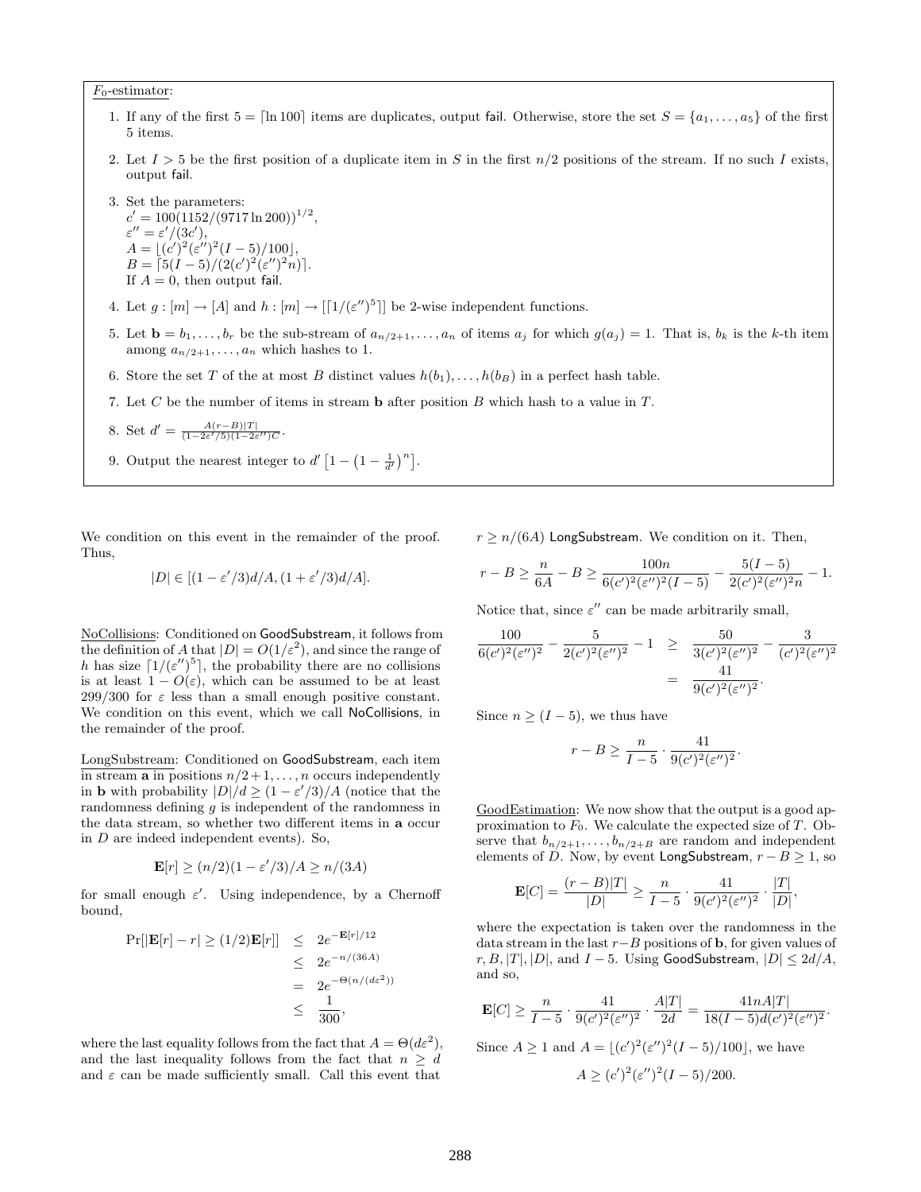$F_0$-estimator:

1. If any of the first $5 = \lceil \ln 100 \rceil$ items are duplicates, output fail. Otherwise, store the set $S = \{a_1, \ldots, a_5\}$ of the first 5 items.
2. Let $I > 5$ be the first position of a duplicate item in $S$ in the first $n/2$ positions of the stream. If no such $I$ exists, output fail.
3. Set the parameters:
   $c' = 100(1152/(9717 \ln 200))^{1/2}$,
   $\varepsilon'' = \varepsilon'/(3c')$,
   $A = \lfloor (c')^2(\varepsilon'')^2(I-5)/100 \rfloor$,
   $B = \lceil 5(I-5)/(2(c')^2(\varepsilon'')^2 n) \rceil$.
   If $A = 0$, then output fail.
4. Let $g : [m] \to [A]$ and $h : [m] \to [\lceil 1/(\varepsilon'')^5 \rceil]$ be 2-wise independent functions.
5. Let $\mathbf{b} = b_1, \ldots, b_r$ be the sub-stream of $a_{n/2+1}, \ldots, a_n$ of items $a_j$ for which $g(a_j) = 1$. That is, $b_k$ is the $k$-th item among $a_{n/2+1}, \ldots, a_n$ which hashes to 1.
6. Store the set $T$ of the at most $B$ distinct values $h(b_1), \ldots, h(b_B)$ in a perfect hash table.
7. Let $C$ be the number of items in stream $\mathbf{b}$ after position $B$ which hash to a value in $T$.
8. Set $d' = \frac{A(r-B)|T|}{(1-2\varepsilon'/5)(1-2\varepsilon'')C}$.
9. Output the nearest integer to $d'\left[1 - \left(1 - \frac{1}{d'}\right)^n\right]$.

We condition on this event in the remainder of the proof. Thus,

$$|D| \in [(1-\varepsilon'/3)d/A, (1+\varepsilon'/3)d/A].$$

NoCollisions: Conditioned on GoodSubstream, it follows from the definition of $A$ that $|D| = O(1/\varepsilon^2)$, and since the range of $h$ has size $\lceil 1/(\varepsilon'')^5 \rceil$, the probability there are no collisions is at least $1 - O(\varepsilon)$, which can be assumed to be at least $299/300$ for $\varepsilon$ less than a small enough positive constant. We condition on this event, which we call NoCollisions, in the remainder of the proof.

LongSubstream: Conditioned on GoodSubstream, each item in stream $\mathbf{a}$ in positions $n/2+1, \ldots, n$ occurs independently in $\mathbf{b}$ with probability $|D|/d \geq (1-\varepsilon'/3)/A$ (notice that the randomness defining $g$ is independent of the randomness in the data stream, so whether two different items in $\mathbf{a}$ occur in $D$ are indeed independent events). So,

$$\mathbf{E}[r] \geq (n/2)(1-\varepsilon'/3)/A \geq n/(3A)$$

for small enough $\varepsilon'$. Using independence, by a Chernoff bound,

$$\begin{aligned}
\Pr[|\mathbf{E}[r] - r| \geq (1/2)\mathbf{E}[r]] &\leq 2e^{-\mathbf{E}[r]/12} \\
&\leq 2e^{-n/(36A)} \\
&= 2e^{-\Theta(n/(d\varepsilon^2))} \\
&\leq \frac{1}{300},
\end{aligned}$$

where the last equality follows from the fact that $A = \Theta(d\varepsilon^2)$, and the last inequality follows from the fact that $n \geq d$ and $\varepsilon$ can be made sufficiently small. Call this event that $r \geq n/(6A)$ LongSubstream. We condition on it. Then,

$$r - B \geq \frac{n}{6A} - B \geq \frac{100n}{6(c')^2(\varepsilon'')^2(I-5)} - \frac{5(I-5)}{2(c')^2(\varepsilon'')^2 n} - 1.$$

Notice that, since $\varepsilon''$ can be made arbitrarily small,

$$\begin{aligned}
\frac{100}{6(c')^2(\varepsilon'')^2} - \frac{5}{2(c')^2(\varepsilon'')^2} - 1 &\geq \frac{50}{3(c')^2(\varepsilon'')^2} - \frac{3}{(c')^2(\varepsilon'')^2} \\
&= \frac{41}{9(c')^2(\varepsilon'')^2}.
\end{aligned}$$

Since $n \geq (I-5)$, we thus have

$$r - B \geq \frac{n}{I-5} \cdot \frac{41}{9(c')^2(\varepsilon'')^2}.$$

GoodEstimation: We now show that the output is a good approximation to $F_0$. We calculate the expected size of $T$. Observe that $b_{n/2+1}, \ldots, b_{n/2+B}$ are random and independent elements of $D$. Now, by event LongSubstream, $r - B \geq 1$, so

$$\mathbf{E}[C] = \frac{(r-B)|T|}{|D|} \geq \frac{n}{I-5} \cdot \frac{41}{9(c')^2(\varepsilon'')^2} \cdot \frac{|T|}{|D|},$$

where the expectation is taken over the randomness in the data stream in the last $r-B$ positions of $\mathbf{b}$, for given values of $r, B, |T|, |D|$, and $I-5$. Using GoodSubstream, $|D| \leq 2d/A$, and so,

$$\mathbf{E}[C] \geq \frac{n}{I-5} \cdot \frac{41}{9(c')^2(\varepsilon'')^2} \cdot \frac{A|T|}{2d} = \frac{41nA|T|}{18(I-5)d(c')^2(\varepsilon'')^2}.$$

Since $A \geq 1$ and $A = \lfloor (c')^2(\varepsilon'')^2(I-5)/100 \rfloor$, we have

$$A \geq (c')^2(\varepsilon'')^2(I-5)/200.$$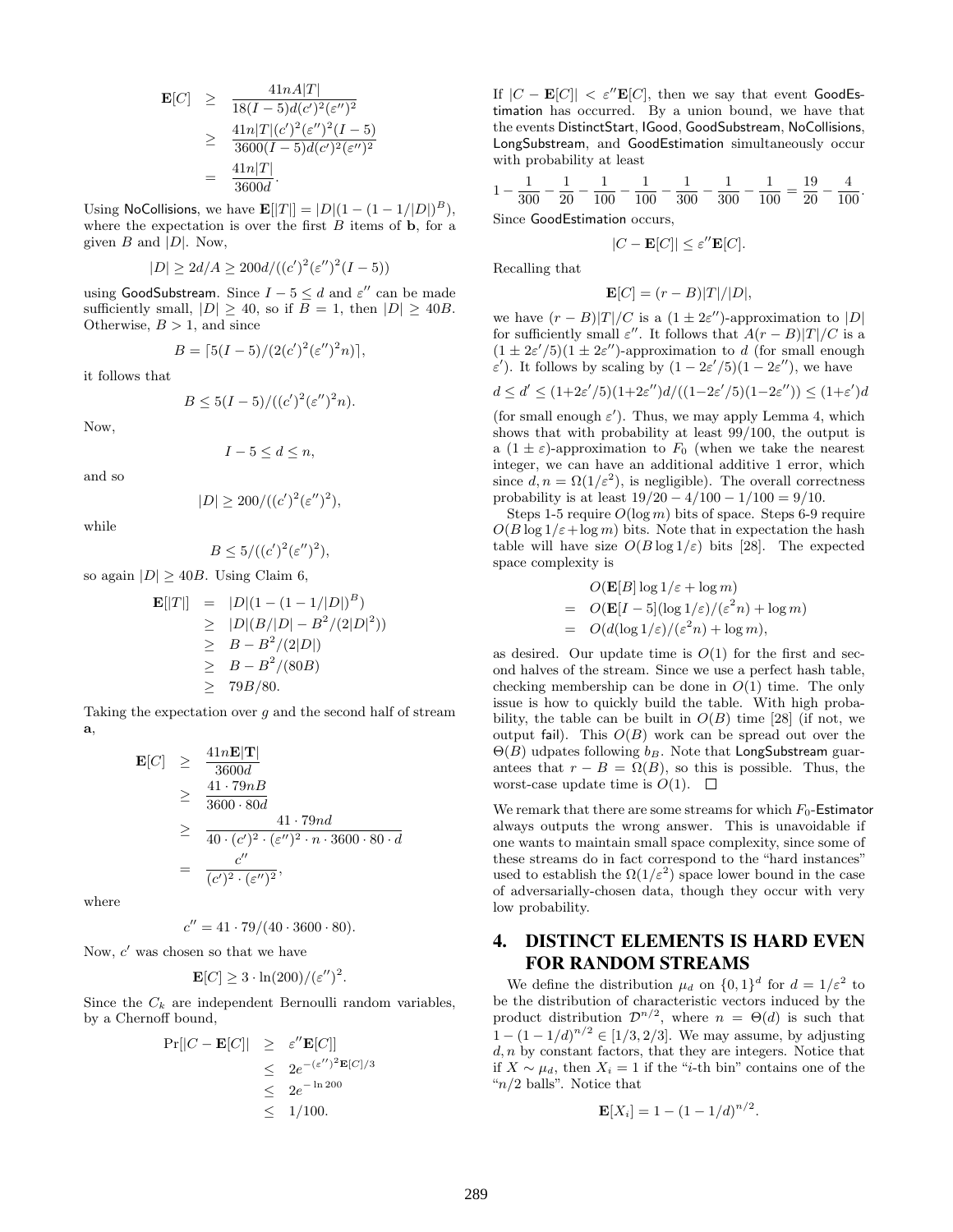$$
\begin{aligned}
\mathbf{E}[C] &\geq \frac{41nA|T|}{18(I-5)d(c')^2(\varepsilon'')^2} \\
&\geq \frac{41n|T|(c')^2(\varepsilon'')^2(I-5)}{3600(I-5)d(c')^2(\varepsilon'')^2} \\
&= \frac{41n|T|}{3600d}.
\end{aligned}
$$

Using NoCollisions, we have $\mathbf{E}[|T|] = |D|(1-(1-1/|D|)^B)$, where the expectation is over the first $B$ items of $\mathbf{b}$, for a given $B$ and $|D|$. Now,

$$|D| \geq 2d/A \geq 200d/((c')^2(\varepsilon'')^2(I-5))$$

using GoodSubstream. Since $I-5 \leq d$ and $\varepsilon''$ can be made sufficiently small, $|D| \geq 40$, so if $B=1$, then $|D| \geq 40B$. Otherwise, $B > 1$, and since

$$B = \lceil 5(I-5)/(2(c')^2(\varepsilon'')^2 n) \rceil,$$

it follows that

$$B \leq 5(I-5)/((c')^2(\varepsilon'')^2 n).$$

Now,

$$I - 5 \leq d \leq n,$$

and so

$$|D| \geq 200/((c')^2(\varepsilon'')^2),$$

while

$$B \leq 5/((c')^2(\varepsilon'')^2),$$

so again $|D| \geq 40B$. Using Claim 6,

$$
\begin{aligned}
\mathbf{E}[|T|] &= |D|(1-(1-1/|D|)^B) \\
&\geq |D|(B/|D| - B^2/(2|D|^2)) \\
&\geq B - B^2/(2|D|) \\
&\geq B - B^2/(80B) \\
&\geq 79B/80.
\end{aligned}
$$

Taking the expectation over $g$ and the second half of stream $\mathbf{a}$,

$$
\begin{aligned}
\mathbf{E}[C] &\geq \frac{41n\mathbf{E}|\mathbf{T}|}{3600d} \\
&\geq \frac{41 \cdot 79nB}{3600 \cdot 80d} \\
&\geq \frac{41 \cdot 79nd}{40 \cdot (c')^2 \cdot (\varepsilon'')^2 \cdot n \cdot 3600 \cdot 80 \cdot d} \\
&= \frac{c''}{(c')^2 \cdot (\varepsilon'')^2},
\end{aligned}
$$

where

$$c'' = 41 \cdot 79/(40 \cdot 3600 \cdot 80).$$

Now, $c'$ was chosen so that we have

$$\mathbf{E}[C] \geq 3 \cdot \ln(200)/(\varepsilon'')^2.$$

Since the $C_k$ are independent Bernoulli random variables, by a Chernoff bound,

$$
\begin{aligned}
\Pr[|C - \mathbf{E}[C]| &\geq \varepsilon'' \mathbf{E}[C]] \\
&\leq 2e^{-(\varepsilon'')^2 \mathbf{E}[C]/3} \\
&\leq 2e^{-\ln 200} \\
&\leq 1/100.
\end{aligned}
$$

If $|C - \mathbf{E}[C]| < \varepsilon'' \mathbf{E}[C]$, then we say that event GoodEstimation has occurred. By a union bound, we have that the events DistinctStart, IGood, GoodSubstream, NoCollisions, LongSubstream, and GoodEstimation simultaneously occur with probability at least

$$1 - \frac{1}{300} - \frac{1}{20} - \frac{1}{100} - \frac{1}{100} - \frac{1}{300} - \frac{1}{300} - \frac{1}{100} = \frac{19}{20} - \frac{4}{100}.$$

Since GoodEstimation occurs,

$$|C - \mathbf{E}[C]| \leq \varepsilon'' \mathbf{E}[C].$$

Recalling that

$$\mathbf{E}[C] = (r-B)|T|/|D|,$$

we have $(r-B)|T|/C$ is a $(1 \pm 2\varepsilon'')$-approximation to $|D|$ for sufficiently small $\varepsilon''$. It follows that $A(r-B)|T|/C$ is a $(1 \pm 2\varepsilon'/5)(1 \pm 2\varepsilon'')$-approximation to $d$ (for small enough $\varepsilon'$). It follows by scaling by $(1-2\varepsilon'/5)(1-2\varepsilon'')$, we have

$$d \leq d' \leq (1+2\varepsilon'/5)(1+2\varepsilon'')d/((1-2\varepsilon'/5)(1-2\varepsilon'')) \leq (1+\varepsilon')d$$

(for small enough $\varepsilon'$). Thus, we may apply Lemma 4, which shows that with probability at least 99/100, the output is a $(1 \pm \varepsilon)$-approximation to $F_0$ (when we take the nearest integer, we can have an additional additive 1 error, which since $d, n = \Omega(1/\varepsilon^2)$, is negligible). The overall correctness probability is at least $19/20 - 4/100 - 1/100 = 9/10$.

Steps 1-5 require $O(\log m)$ bits of space. Steps 6-9 require $O(B \log 1/\varepsilon + \log m)$ bits. Note that in expectation the hash table will have size $O(B \log 1/\varepsilon)$ bits [28]. The expected space complexity is

$$
\begin{aligned}
& O(\mathbf{E}[B] \log 1/\varepsilon + \log m) \\
=\ & O(\mathbf{E}[I-5](\log 1/\varepsilon)/(\varepsilon^2 n) + \log m) \\
=\ & O(d(\log 1/\varepsilon)/(\varepsilon^2 n) + \log m),
\end{aligned}
$$

as desired. Our update time is $O(1)$ for the first and second halves of the stream. Since we use a perfect hash table, checking membership can be done in $O(1)$ time. The only issue is how to quickly build the table. With high probability, the table can be built in $O(B)$ time [28] (if not, we output fail). This $O(B)$ work can be spread out over the $\Theta(B)$ udpates following $b_B$. Note that LongSubstream guarantees that $r - B = \Omega(B)$, so this is possible. Thus, the worst-case update time is $O(1)$. $\square$

We remark that there are some streams for which $F_0$-Estimator always outputs the wrong answer. This is unavoidable if one wants to maintain small space complexity, since some of these streams do in fact correspond to the "hard instances" used to establish the $\Omega(1/\varepsilon^2)$ space lower bound in the case of adversarially-chosen data, though they occur with very low probability.

## 4. DISTINCT ELEMENTS IS HARD EVEN FOR RANDOM STREAMS

We define the distribution $\mu_d$ on $\{0,1\}^d$ for $d = 1/\varepsilon^2$ to be the distribution of characteristic vectors induced by the product distribution $\mathcal{D}^{n/2}$, where $n = \Theta(d)$ is such that $1 - (1-1/d)^{n/2} \in [1/3, 2/3]$. We may assume, by adjusting $d, n$ by constant factors, that they are integers. Notice that if $X \sim \mu_d$, then $X_i = 1$ if the "$i$-th bin" contains one of the "$n/2$ balls". Notice that

$$\mathbf{E}[X_i] = 1 - (1-1/d)^{n/2}.$$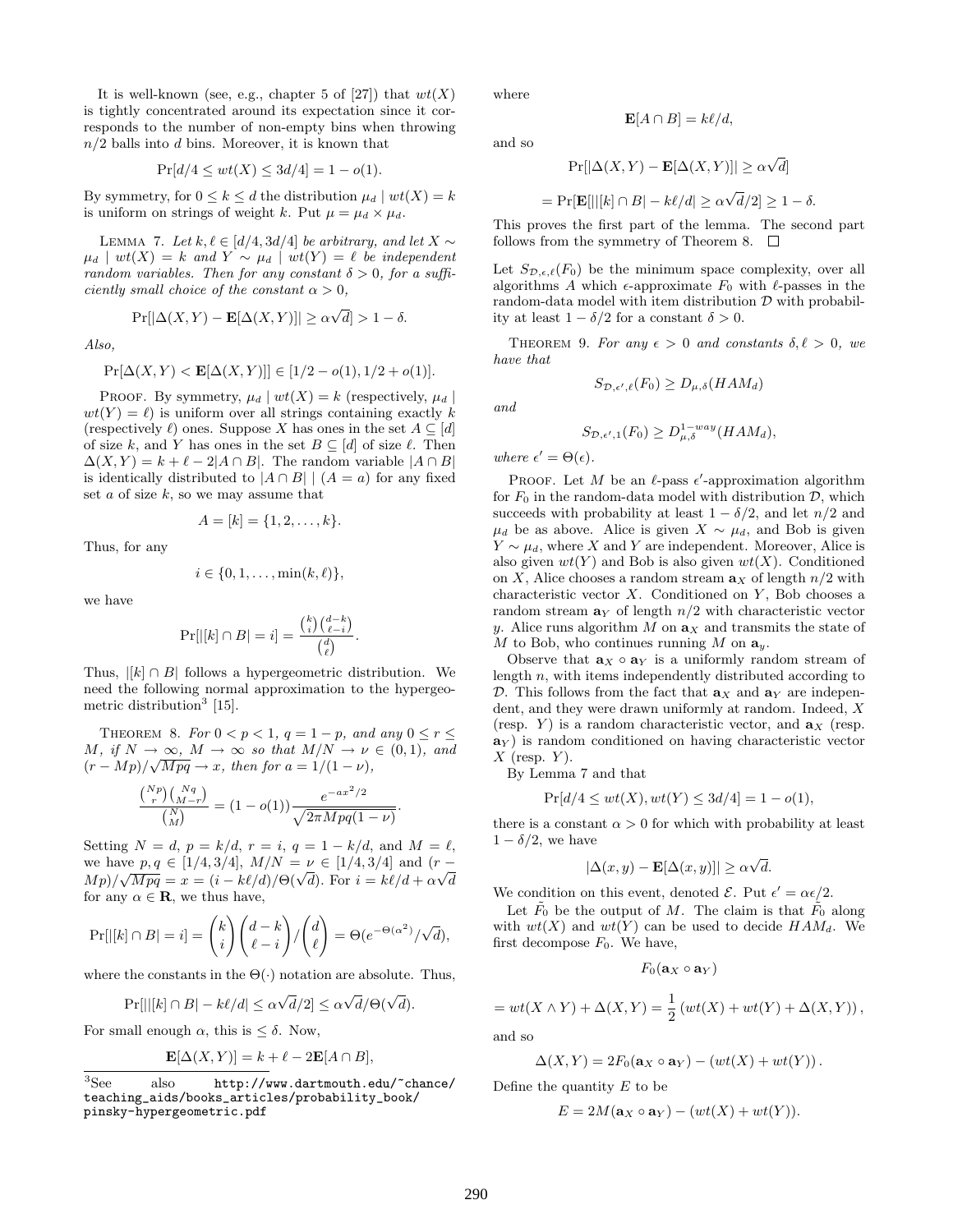It is well-known (see, e.g., chapter 5 of [27]) that $wt(X)$ is tightly concentrated around its expectation since it corresponds to the number of non-empty bins when throwing $n/2$ balls into $d$ bins. Moreover, it is known that

$$\Pr[d/4 \leq wt(X) \leq 3d/4] = 1 - o(1).$$

By symmetry, for $0 \leq k \leq d$ the distribution $\mu_d \mid wt(X) = k$ is uniform on strings of weight $k$. Put $\mu = \mu_d \times \mu_d$.

Lemma 7. *Let $k, \ell \in [d/4, 3d/4]$ be arbitrary, and let $X \sim \mu_d \mid wt(X) = k$ and $Y \sim \mu_d \mid wt(Y) = \ell$ be independent random variables. Then for any constant $\delta > 0$, for a sufficiently small choice of the constant $\alpha > 0$,*

$$\Pr[|\Delta(X, Y) - \mathbf{E}[\Delta(X, Y)]| \geq \alpha\sqrt{d}] > 1 - \delta.$$

*Also,*

$$\Pr[\Delta(X, Y) < \mathbf{E}[\Delta(X, Y)]] \in [1/2 - o(1), 1/2 + o(1)].$$

Proof. By symmetry, $\mu_d \mid wt(X) = k$ (respectively, $\mu_d \mid wt(Y) = \ell$) is uniform over all strings containing exactly $k$ (respectively $\ell$) ones. Suppose $X$ has ones in the set $A \subseteq [d]$ of size $k$, and $Y$ has ones in the set $B \subseteq [d]$ of size $\ell$. Then $\Delta(X, Y) = k + \ell - 2|A \cap B|$. The random variable $|A \cap B|$ is identically distributed to $|A \cap B| \mid (A = a)$ for any fixed set $a$ of size $k$, so we may assume that

$$A = [k] = \{1, 2, \ldots, k\}.$$

Thus, for any

$$i \in \{0, 1, \ldots, \min(k, \ell)\},$$

we have

$$\Pr[|[k] \cap B| = i] = \frac{\binom{k}{i}\binom{d-k}{\ell-i}}{\binom{d}{\ell}}.$$

Thus, $|[k] \cap B|$ follows a hypergeometric distribution. We need the following normal approximation to the hypergeometric distribution[3] [15].

Theorem 8. *For $0 < p < 1$, $q = 1 - p$, and any $0 \leq r \leq M$, if $N \to \infty$, $M \to \infty$ so that $M/N \to \nu \in (0, 1)$, and $(r - Mp)/\sqrt{Mpq} \to x$, then for $a = 1/(1 - \nu)$,*

$$\frac{\binom{Np}{r}\binom{Nq}{M-r}}{\binom{N}{M}} = (1 - o(1))\frac{e^{-ax^2/2}}{\sqrt{2\pi Mpq(1 - \nu)}}.$$

Setting $N = d$, $p = k/d$, $r = i$, $q = 1 - k/d$, and $M = \ell$, we have $p, q \in [1/4, 3/4]$, $M/N = \nu \in [1/4, 3/4]$ and $(r - Mp)/\sqrt{Mpq} = x = (i - k\ell/d)/\Theta(\sqrt{d})$. For $i = k\ell/d + \alpha\sqrt{d}$ for any $\alpha \in \mathbf{R}$, we thus have,

$$\Pr[|[k] \cap B| = i] = \binom{k}{i}\binom{d-k}{\ell-i}/\binom{d}{\ell} = \Theta(e^{-\Theta(\alpha^2)}/\sqrt{d}),$$

where the constants in the $\Theta(\cdot)$ notation are absolute. Thus,

$$\Pr[||[k] \cap B| - k\ell/d| \leq \alpha\sqrt{d}/2] \leq \alpha\sqrt{d}/\Theta(\sqrt{d}).$$

For small enough $\alpha$, this is $\leq \delta$. Now,

$$\mathbf{E}[\Delta(X, Y)] = k + \ell - 2\mathbf{E}[A \cap B],$$

where

$$\mathbf{E}[A \cap B] = k\ell/d,$$

and so

$$\Pr[|\Delta(X, Y) - \mathbf{E}[\Delta(X, Y)]| \geq \alpha\sqrt{d}]$$

$$= \Pr[\mathbf{E}[||[k] \cap B| - k\ell/d| \geq \alpha\sqrt{d}/2] \geq 1 - \delta.$$

This proves the first part of the lemma. The second part follows from the symmetry of Theorem 8. $\square$

Let $S_{\mathcal{D},\epsilon,\ell}(F_0)$ be the minimum space complexity, over all algorithms $A$ which $\epsilon$-approximate $F_0$ with $\ell$-passes in the random-data model with item distribution $\mathcal{D}$ with probability at least $1 - \delta/2$ for a constant $\delta > 0$.

Theorem 9. *For any $\epsilon > 0$ and constants $\delta, \ell > 0$, we have that*

$$S_{\mathcal{D},\epsilon',\ell}(F_0) \geq D_{\mu,\delta}(HAM_d)$$

*and*

$$S_{\mathcal{D},\epsilon',1}(F_0) \geq D^{1-way}_{\mu,\delta}(HAM_d),$$

*where $\epsilon' = \Theta(\epsilon)$.*

Proof. Let $M$ be an $\ell$-pass $\epsilon'$-approximation algorithm for $F_0$ in the random-data model with distribution $\mathcal{D}$, which succeeds with probability at least $1 - \delta/2$, and let $n/2$ and $\mu_d$ be as above. Alice is given $X \sim \mu_d$, and Bob is given $Y \sim \mu_d$, where $X$ and $Y$ are independent. Moreover, Alice is also given $wt(Y)$ and Bob is also given $wt(X)$. Conditioned on $X$, Alice chooses a random stream $\mathbf{a}_X$ of length $n/2$ with characteristic vector $X$. Conditioned on $Y$, Bob chooses a random stream $\mathbf{a}_Y$ of length $n/2$ with characteristic vector $y$. Alice runs algorithm $M$ on $\mathbf{a}_X$ and transmits the state of $M$ to Bob, who continues running $M$ on $\mathbf{a}_y$.

Observe that $\mathbf{a}_X \circ \mathbf{a}_Y$ is a uniformly random stream of length $n$, with items independently distributed according to $\mathcal{D}$. This follows from the fact that $\mathbf{a}_X$ and $\mathbf{a}_Y$ are independent, and they were drawn uniformly at random. Indeed, $X$ (resp. $Y$) is a random characteristic vector, and $\mathbf{a}_X$ (resp. $\mathbf{a}_Y$) is random conditioned on having characteristic vector $X$ (resp. $Y$).

By Lemma 7 and that

$$\Pr[d/4 \leq wt(X), wt(Y) \leq 3d/4] = 1 - o(1),$$

there is a constant $\alpha > 0$ for which with probability at least $1 - \delta/2$, we have

$$|\Delta(x, y) - \mathbf{E}[\Delta(x, y)]| \geq \alpha\sqrt{d}.$$

We condition on this event, denoted $\mathcal{E}$. Put $\epsilon' = \alpha\epsilon/2$.

Let $\tilde{F}_0$ be the output of $M$. The claim is that $\tilde{F}_0$ along with $wt(X)$ and $wt(Y)$ can be used to decide $HAM_d$. We first decompose $F_0$. We have,

$$F_0(\mathbf{a}_X \circ \mathbf{a}_Y)$$

$$= wt(X \wedge Y) + \Delta(X, Y) = \frac{1}{2}\left(wt(X) + wt(Y) + \Delta(X, Y)\right),$$

and so

$$\Delta(X, Y) = 2F_0(\mathbf{a}_X \circ \mathbf{a}_Y) - (wt(X) + wt(Y)).$$

Define the quantity $E$ to be

$$E = 2M(\mathbf{a}_X \circ \mathbf{a}_Y) - (wt(X) + wt(Y)).$$

[3] See also http://www.dartmouth.edu/~chance/teaching_aids/books_articles/probability_book/pinsky-hypergeometric.pdf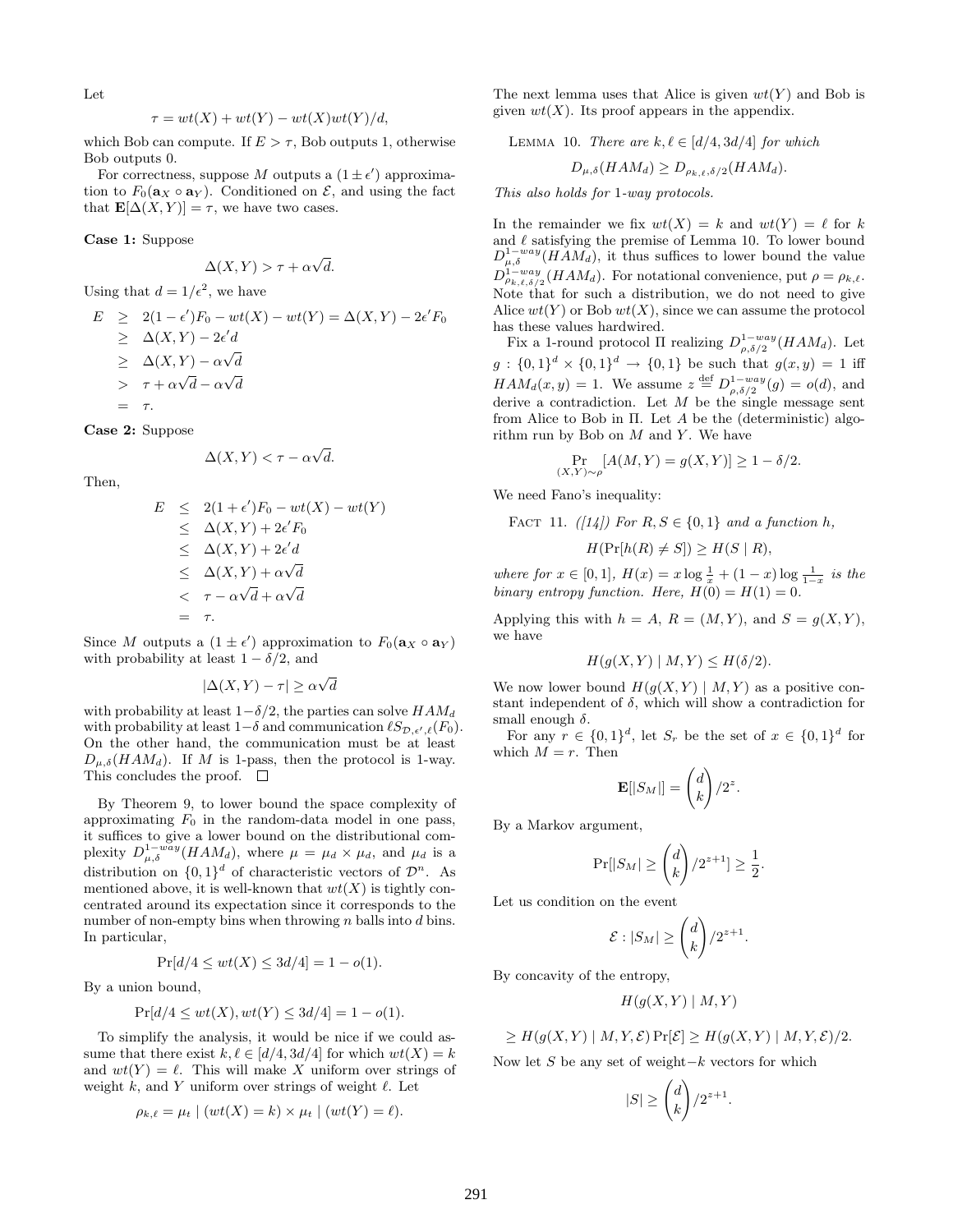Let

$$\tau = wt(X) + wt(Y) - wt(X)wt(Y)/d,$$

which Bob can compute. If $E > \tau$, Bob outputs 1, otherwise Bob outputs 0.

For correctness, suppose $M$ outputs a $(1 \pm \epsilon')$ approximation to $F_0(\mathbf{a}_X \circ \mathbf{a}_Y)$. Conditioned on $\mathcal{E}$, and using the fact that $\mathbf{E}[\Delta(X,Y)] = \tau$, we have two cases.

**Case 1:** Suppose

$$\Delta(X,Y) > \tau + \alpha\sqrt{d}.$$

Using that $d = 1/\epsilon^2$, we have

$$\begin{aligned}
E &\geq 2(1-\epsilon')F_0 - wt(X) - wt(Y) = \Delta(X,Y) - 2\epsilon' F_0 \\
&\geq \Delta(X,Y) - 2\epsilon' d \\
&\geq \Delta(X,Y) - \alpha\sqrt{d} \\
&> \tau + \alpha\sqrt{d} - \alpha\sqrt{d} \\
&= \tau.
\end{aligned}$$

**Case 2:** Suppose

$$\Delta(X,Y) < \tau - \alpha\sqrt{d}.$$

Then,

$$\begin{aligned}
E &\leq 2(1+\epsilon')F_0 - wt(X) - wt(Y) \\
&\leq \Delta(X,Y) + 2\epsilon' F_0 \\
&\leq \Delta(X,Y) + 2\epsilon' d \\
&\leq \Delta(X,Y) + \alpha\sqrt{d} \\
&< \tau - \alpha\sqrt{d} + \alpha\sqrt{d} \\
&= \tau.
\end{aligned}$$

Since $M$ outputs a $(1 \pm \epsilon')$ approximation to $F_0(\mathbf{a}_X \circ \mathbf{a}_Y)$ with probability at least $1 - \delta/2$, and

$$|\Delta(X,Y) - \tau| \geq \alpha\sqrt{d}$$

with probability at least $1 - \delta/2$, the parties can solve $HAM_d$ with probability at least $1-\delta$ and communication $\ell S_{\mathcal{D},\epsilon',\ell}(F_0)$. On the other hand, the communication must be at least $D_{\mu,\delta}(HAM_d)$. If $M$ is 1-pass, then the protocol is 1-way. This concludes the proof. $\square$

By Theorem 9, to lower bound the space complexity of approximating $F_0$ in the random-data model in one pass, it suffices to give a lower bound on the distributional complexity $D^{1-way}_{\mu,\delta}(HAM_d)$, where $\mu = \mu_d \times \mu_d$, and $\mu_d$ is a distribution on $\{0,1\}^d$ of characteristic vectors of $\mathcal{D}^n$. As mentioned above, it is well-known that $wt(X)$ is tightly concentrated around its expectation since it corresponds to the number of non-empty bins when throwing $n$ balls into $d$ bins. In particular,

$$\Pr[d/4 \leq wt(X) \leq 3d/4] = 1 - o(1).$$

By a union bound,

$$\Pr[d/4 \leq wt(X), wt(Y) \leq 3d/4] = 1 - o(1).$$

To simplify the analysis, it would be nice if we could assume that there exist $k, \ell \in [d/4, 3d/4]$ for which $wt(X) = k$ and $wt(Y) = \ell$. This will make $X$ uniform over strings of weight $k$, and $Y$ uniform over strings of weight $\ell$. Let

$$\rho_{k,\ell} = \mu_t \mid (wt(X) = k) \times \mu_t \mid (wt(Y) = \ell).$$

The next lemma uses that Alice is given $wt(Y)$ and Bob is given $wt(X)$. Its proof appears in the appendix.

LEMMA 10. *There are $k, \ell \in [d/4, 3d/4]$ for which*

$$D_{\mu,\delta}(HAM_d) \geq D_{\rho_{k,\ell},\delta/2}(HAM_d).$$

*This also holds for 1-way protocols.*

In the remainder we fix $wt(X) = k$ and $wt(Y) = \ell$ for $k$ and $\ell$ satisfying the premise of Lemma 10. To lower bound $D^{1-way}_{\mu,\delta}(HAM_d)$, it thus suffices to lower bound the value $D^{1-way}_{\rho_{k,\ell},\delta/2}(HAM_d)$. For notational convenience, put $\rho = \rho_{k,\ell}$. Note that for such a distribution, we do not need to give Alice $wt(Y)$ or Bob $wt(X)$, since we can assume the protocol has these values hardwired.

Fix a 1-round protocol $\Pi$ realizing $D^{1-way}_{\rho,\delta/2}(HAM_d)$. Let $g : \{0,1\}^d \times \{0,1\}^d \to \{0,1\}$ be such that $g(x,y) = 1$ iff $HAM_d(x,y) = 1$. We assume $z \stackrel{\text{def}}{=} D^{1-way}_{\rho,\delta/2}(g) = o(d)$, and derive a contradiction. Let $M$ be the single message sent from Alice to Bob in $\Pi$. Let $A$ be the (deterministic) algorithm run by Bob on $M$ and $Y$. We have

$$\Pr_{(X,Y)\sim\rho}[A(M,Y) = g(X,Y)] \geq 1 - \delta/2.$$

We need Fano's inequality:

FACT 11. *([14]) For $R, S \in \{0,1\}$ and a function $h$,*

$$H(\Pr[h(R) \neq S]) \geq H(S \mid R),$$

*where for $x \in [0,1]$, $H(x) = x\log\frac{1}{x} + (1-x)\log\frac{1}{1-x}$ is the binary entropy function. Here, $H(0) = H(1) = 0$.*

Applying this with $h = A$, $R = (M,Y)$, and $S = g(X,Y)$, we have

$$H(g(X,Y) \mid M, Y) \leq H(\delta/2).$$

We now lower bound $H(g(X,Y) \mid M, Y)$ as a positive constant independent of $\delta$, which will show a contradiction for small enough $\delta$.

For any $r \in \{0,1\}^d$, let $S_r$ be the set of $x \in \{0,1\}^d$ for which $M = r$. Then

$$\mathbf{E}[|S_M|] = \binom{d}{k}/2^z.$$

By a Markov argument,

$$\Pr[|S_M| \geq \binom{d}{k}/2^{z+1}] \geq \frac{1}{2}.$$

Let us condition on the event

$$\mathcal{E} : |S_M| \geq \binom{d}{k}/2^{z+1}.$$

By concavity of the entropy,

$$H(g(X,Y) \mid M, Y)$$

$$\geq H(g(X,Y) \mid M, Y, \mathcal{E})\Pr[\mathcal{E}] \geq H(g(X,Y) \mid M, Y, \mathcal{E})/2.$$

Now let $S$ be any set of weight$-k$ vectors for which

$$|S| \geq \binom{d}{k}/2^{z+1}.$$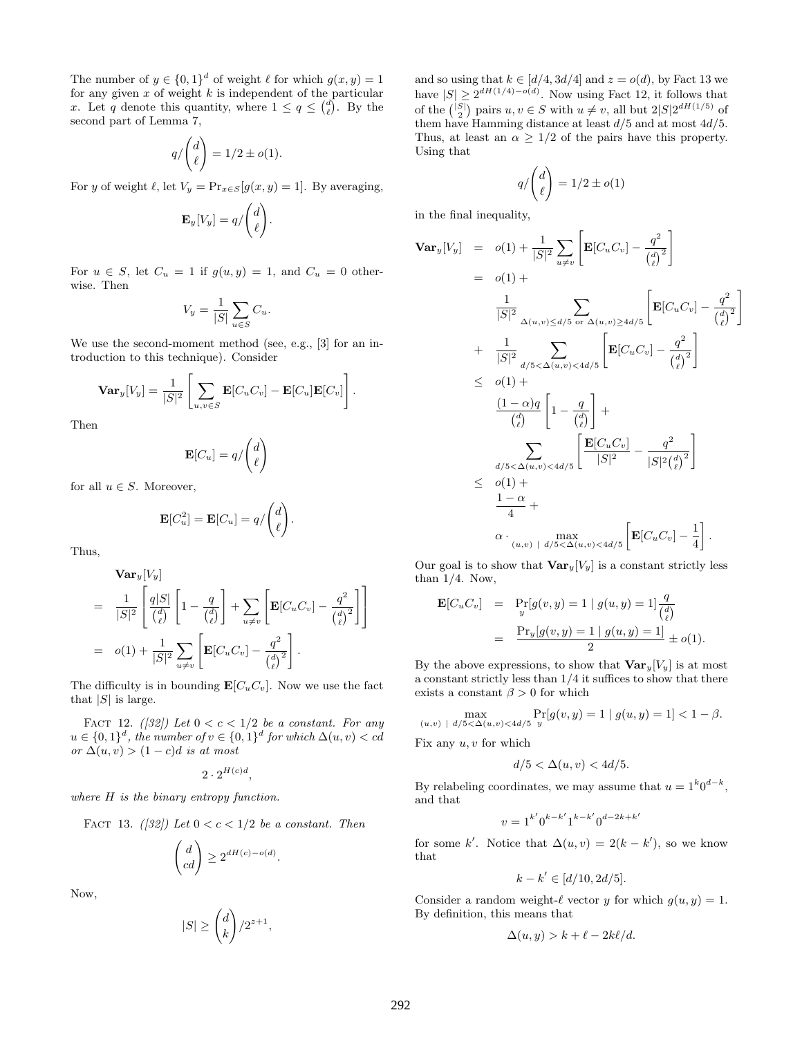The number of $y \in \{0,1\}^d$ of weight $\ell$ for which $g(x,y) = 1$ for any given $x$ of weight $k$ is independent of the particular $x$. Let $q$ denote this quantity, where $1 \le q \le \binom{d}{\ell}$. By the second part of Lemma 7,

$$q/\binom{d}{\ell} = 1/2 \pm o(1).$$

For $y$ of weight $\ell$, let $V_y = \Pr_{x \in S}[g(x,y) = 1]$. By averaging,

$$\mathbf{E}_y[V_y] = q/\binom{d}{\ell}.$$

For $u \in S$, let $C_u = 1$ if $g(u,y) = 1$, and $C_u = 0$ otherwise. Then

$$V_y = \frac{1}{|S|}\sum_{u \in S} C_u.$$

We use the second-moment method (see, e.g., [3] for an introduction to this technique). Consider

$$\mathbf{Var}_y[V_y] = \frac{1}{|S|^2}\left[\sum_{u,v \in S} \mathbf{E}[C_u C_v] - \mathbf{E}[C_u]\mathbf{E}[C_v]\right].$$

Then

$$\mathbf{E}[C_u] = q/\binom{d}{\ell}$$

for all $u \in S$. Moreover,

$$\mathbf{E}[C_u^2] = \mathbf{E}[C_u] = q/\binom{d}{\ell}.$$

Thus,

$$\begin{aligned}
&\mathbf{Var}_y[V_y] \\
&= \frac{1}{|S|^2}\left[\frac{q|S|}{\binom{d}{\ell}}\left[1 - \frac{q}{\binom{d}{\ell}}\right] + \sum_{u \ne v}\left[\mathbf{E}[C_u C_v] - \frac{q^2}{\binom{d}{\ell}^2}\right]\right] \\
&= o(1) + \frac{1}{|S|^2}\sum_{u \ne v}\left[\mathbf{E}[C_u C_v] - \frac{q^2}{\binom{d}{\ell}^2}\right].
\end{aligned}$$

The difficulty is in bounding $\mathbf{E}[C_u C_v]$. Now we use the fact that $|S|$ is large.

FACT 12. *([32]) Let $0 < c < 1/2$ be a constant. For any $u \in \{0,1\}^d$, the number of $v \in \{0,1\}^d$ for which $\Delta(u,v) < cd$ or $\Delta(u,v) > (1-c)d$ is at most*

$$2 \cdot 2^{H(c)d},$$

*where $H$ is the binary entropy function.*

FACT 13. *([32]) Let $0 < c < 1/2$ be a constant. Then*

$$\binom{d}{cd} \ge 2^{dH(c) - o(d)}.$$

Now,

$$|S| \ge \binom{d}{k}/2^{z+1},$$

and so using that $k \in [d/4, 3d/4]$ and $z = o(d)$, by Fact 13 we have $|S| \ge 2^{dH(1/4) - o(d)}$. Now using Fact 12, it follows that of the $\binom{|S|}{2}$ pairs $u, v \in S$ with $u \ne v$, all but $2|S|2^{dH(1/5)}$ of them have Hamming distance at least $d/5$ and at most $4d/5$. Thus, at least an $\alpha \ge 1/2$ of the pairs have this property. Using that

$$q/\binom{d}{\ell} = 1/2 \pm o(1)$$

in the final inequality,

$$\begin{aligned}
\mathbf{Var}_y[V_y] &= o(1) + \frac{1}{|S|^2}\sum_{u \ne v}\left[\mathbf{E}[C_u C_v] - \frac{q^2}{\binom{d}{\ell}^2}\right] \\
&= o(1) + \\
&\quad \frac{1}{|S|^2}\sum_{\Delta(u,v) \le d/5 \text{ or } \Delta(u,v) \ge 4d/5}\left[\mathbf{E}[C_u C_v] - \frac{q^2}{\binom{d}{\ell}^2}\right] \\
&\quad + \frac{1}{|S|^2}\sum_{d/5 < \Delta(u,v) < 4d/5}\left[\mathbf{E}[C_u C_v] - \frac{q^2}{\binom{d}{\ell}^2}\right] \\
&\le o(1) + \\
&\quad \frac{(1-\alpha)q}{\binom{d}{\ell}}\left[1 - \frac{q}{\binom{d}{\ell}}\right] + \\
&\quad \sum_{d/5 < \Delta(u,v) < 4d/5}\left[\frac{\mathbf{E}[C_u C_v]}{|S|^2} - \frac{q^2}{|S|^2\binom{d}{\ell}^2}\right] \\
&\le o(1) + \\
&\quad \frac{1-\alpha}{4} + \\
&\quad \alpha \cdot \max_{(u,v)\ |\ d/5 < \Delta(u,v) < 4d/5}\left[\mathbf{E}[C_u C_v] - \frac{1}{4}\right].
\end{aligned}$$

Our goal is to show that $\mathbf{Var}_y[V_y]$ is a constant strictly less than $1/4$. Now,

$$\begin{aligned}
\mathbf{E}[C_u C_v] &= \Pr_y[g(v,y) = 1 \mid g(u,y) = 1]\frac{q}{\binom{d}{\ell}} \\
&= \frac{\Pr_y[g(v,y) = 1 \mid g(u,y) = 1]}{2} \pm o(1).
\end{aligned}$$

By the above expressions, to show that $\mathbf{Var}_y[V_y]$ is at most a constant strictly less than $1/4$ it suffices to show that there exists a constant $\beta > 0$ for which

$$\max_{(u,v)\ |\ d/5 < \Delta(u,v) < 4d/5} \Pr_y[g(v,y) = 1 \mid g(u,y) = 1] < 1 - \beta.$$

Fix any $u, v$ for which

$$d/5 < \Delta(u,v) < 4d/5.$$

By relabeling coordinates, we may assume that $u = 1^k 0^{d-k}$, and that

$$v = 1^{k'} 0^{k-k'} 1^{k-k'} 0^{d-2k+k'}$$

for some $k'$. Notice that $\Delta(u,v) = 2(k - k')$, so we know that

$$k - k' \in [d/10, 2d/5].$$

Consider a random weight-$\ell$ vector $y$ for which $g(u,y) = 1$. By definition, this means that

$$\Delta(u,y) > k + \ell - 2k\ell/d.$$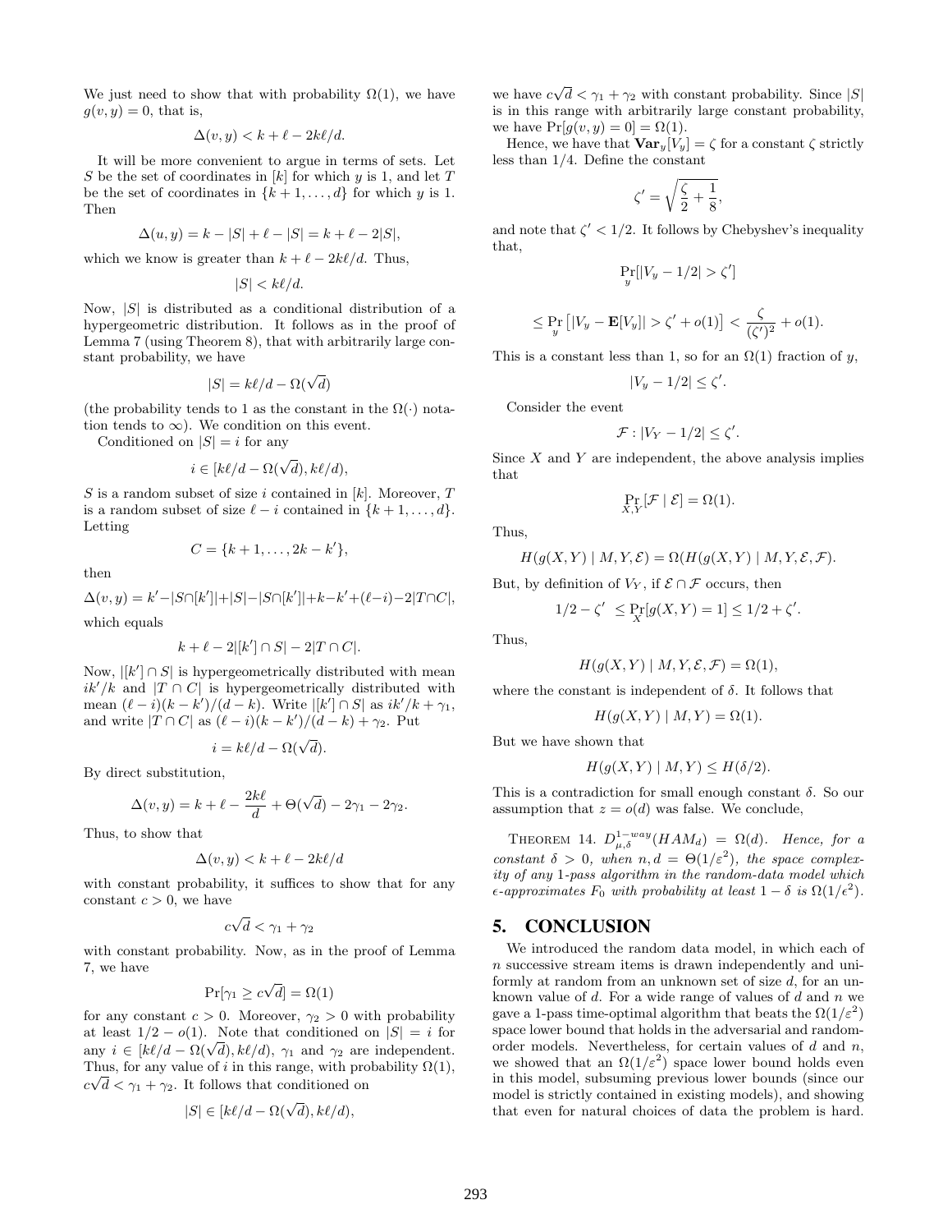We just need to show that with probability $\Omega(1)$, we have $g(v, y) = 0$, that is,

$$\Delta(v, y) < k + \ell - 2k\ell/d.$$

It will be more convenient to argue in terms of sets. Let $S$ be the set of coordinates in $[k]$ for which $y$ is 1, and let $T$ be the set of coordinates in $\{k+1, \ldots, d\}$ for which $y$ is 1. Then

$$\Delta(u, y) = k - |S| + \ell - |S| = k + \ell - 2|S|,$$

which we know is greater than $k + \ell - 2k\ell/d$. Thus,

$$|S| < k\ell/d.$$

Now, $|S|$ is distributed as a conditional distribution of a hypergeometric distribution. It follows as in the proof of Lemma 7 (using Theorem 8), that with arbitrarily large constant probability, we have

$$|S| = k\ell/d - \Omega(\sqrt{d})$$

(the probability tends to 1 as the constant in the $\Omega(\cdot)$ notation tends to $\infty$). We condition on this event.

Conditioned on $|S| = i$ for any

$$i \in [k\ell/d - \Omega(\sqrt{d}), k\ell/d),$$

$S$ is a random subset of size $i$ contained in $[k]$. Moreover, $T$ is a random subset of size $\ell - i$ contained in $\{k+1, \ldots, d\}$. Letting

$$C = \{k+1, \ldots, 2k - k'\},$$

then

$$\Delta(v, y) = k' - |S \cap [k']| + |S| - |S \cap [k']| + k - k' + (\ell - i) - 2|T \cap C|,$$

which equals

$$k + \ell - 2|[k'] \cap S| - 2|T \cap C|.$$

Now, $|[k'] \cap S|$ is hypergeometrically distributed with mean $ik'/k$ and $|T \cap C|$ is hypergeometrically distributed with mean $(\ell - i)(k - k')/(d - k)$. Write $|[k'] \cap S|$ as $ik'/k + \gamma_1$, and write $|T \cap C|$ as $(\ell - i)(k - k')/(d - k) + \gamma_2$. Put

$$i = k\ell/d - \Omega(\sqrt{d}).$$

By direct substitution,

$$\Delta(v, y) = k + \ell - \frac{2k\ell}{d} + \Theta(\sqrt{d}) - 2\gamma_1 - 2\gamma_2.$$

Thus, to show that

$$\Delta(v, y) < k + \ell - 2k\ell/d$$

with constant probability, it suffices to show that for any constant $c > 0$, we have

$$c\sqrt{d} < \gamma_1 + \gamma_2$$

with constant probability. Now, as in the proof of Lemma 7, we have

$$\Pr[\gamma_1 \geq c\sqrt{d}] = \Omega(1)$$

for any constant $c > 0$. Moreover, $\gamma_2 > 0$ with probability at least $1/2 - o(1)$. Note that conditioned on $|S| = i$ for any $i \in [k\ell/d - \Omega(\sqrt{d}), k\ell/d)$, $\gamma_1$ and $\gamma_2$ are independent. Thus, for any value of $i$ in this range, with probability $\Omega(1)$, $c\sqrt{d} < \gamma_1 + \gamma_2$. It follows that conditioned on

$$|S| \in [k\ell/d - \Omega(\sqrt{d}), k\ell/d),$$

we have $c\sqrt{d} < \gamma_1 + \gamma_2$ with constant probability. Since $|S|$ is in this range with arbitrarily large constant probability, we have $\Pr[g(v, y) = 0] = \Omega(1)$.

Hence, we have that $\mathbf{Var}_y[V_y] = \zeta$ for a constant $\zeta$ strictly less than $1/4$. Define the constant

$$\zeta' = \sqrt{\frac{\zeta}{2} + \frac{1}{8}},$$

and note that $\zeta' < 1/2$. It follows by Chebyshev's inequality that,

$$\Pr_y[|V_y - 1/2| > \zeta']$$

$$\leq \Pr_y\left[|V_y - \mathbf{E}[V_y]| > \zeta' + o(1)\right] < \frac{\zeta}{(\zeta')^2} + o(1).$$

This is a constant less than 1, so for an $\Omega(1)$ fraction of $y$,

$$|V_y - 1/2| \leq \zeta'.$$

Consider the event

$$\mathcal{F} : |V_Y - 1/2| \leq \zeta'.$$

Since $X$ and $Y$ are independent, the above analysis implies that

$$\Pr_{X,Y}[\mathcal{F} \mid \mathcal{E}] = \Omega(1).$$

Thus,

$$H(g(X, Y) \mid M, Y, \mathcal{E}) = \Omega(H(g(X, Y) \mid M, Y, \mathcal{E}, \mathcal{F}).$$

But, by definition of $V_Y$, if $\mathcal{E} \cap \mathcal{F}$ occurs, then

$$1/2 - \zeta' \leq \Pr_X[g(X, Y) = 1] \leq 1/2 + \zeta'.$$

Thus,

$$H(g(X, Y) \mid M, Y, \mathcal{E}, \mathcal{F}) = \Omega(1),$$

where the constant is independent of $\delta$. It follows that

$$H(g(X, Y) \mid M, Y) = \Omega(1).$$

But we have shown that

$$H(g(X, Y) \mid M, Y) \leq H(\delta/2).$$

This is a contradiction for small enough constant $\delta$. So our assumption that $z = o(d)$ was false. We conclude,

THEOREM 14. *$D^{1-way}_{\mu,\delta}(HAM_d) = \Omega(d)$. Hence, for a constant $\delta > 0$, when $n, d = \Theta(1/\varepsilon^2)$, the space complexity of any 1-pass algorithm in the random-data model which $\epsilon$-approximates $F_0$ with probability at least $1 - \delta$ is $\Omega(1/\epsilon^2)$.*

## 5. CONCLUSION

We introduced the random data model, in which each of $n$ successive stream items is drawn independently and uniformly at random from an unknown set of size $d$, for an unknown value of $d$. For a wide range of values of $d$ and $n$ we gave a 1-pass time-optimal algorithm that beats the $\Omega(1/\varepsilon^2)$ space lower bound that holds in the adversarial and random-order models. Nevertheless, for certain values of $d$ and $n$, we showed that an $\Omega(1/\varepsilon^2)$ space lower bound holds even in this model, subsuming previous lower bounds (since our model is strictly contained in existing models), and showing that even for natural choices of data the problem is hard.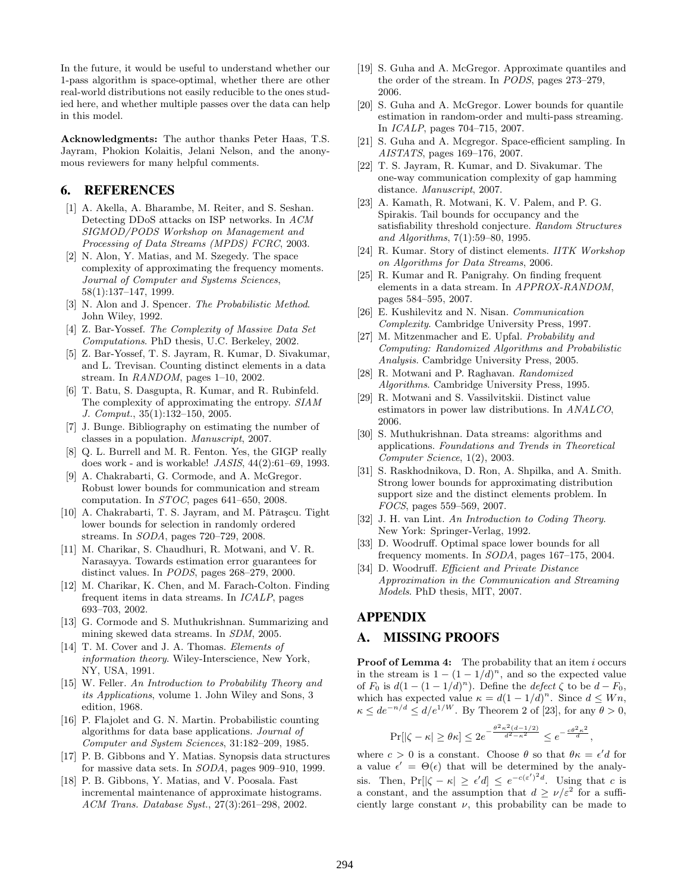In the future, it would be useful to understand whether our 1-pass algorithm is space-optimal, whether there are other real-world distributions not easily reducible to the ones studied here, and whether multiple passes over the data can help in this model.

**Acknowledgments:** The author thanks Peter Haas, T.S. Jayram, Phokion Kolaitis, Jelani Nelson, and the anonymous reviewers for many helpful comments.

## 6. REFERENCES

[1] A. Akella, A. Bharambe, M. Reiter, and S. Seshan. Detecting DDoS attacks on ISP networks. In *ACM SIGMOD/PODS Workshop on Management and Processing of Data Streams (MPDS) FCRC*, 2003.

[2] N. Alon, Y. Matias, and M. Szegedy. The space complexity of approximating the frequency moments. *Journal of Computer and Systems Sciences*, 58(1):137–147, 1999.

[3] N. Alon and J. Spencer. *The Probabilistic Method*. John Wiley, 1992.

[4] Z. Bar-Yossef. *The Complexity of Massive Data Set Computations*. PhD thesis, U.C. Berkeley, 2002.

[5] Z. Bar-Yossef, T. S. Jayram, R. Kumar, D. Sivakumar, and L. Trevisan. Counting distinct elements in a data stream. In *RANDOM*, pages 1–10, 2002.

[6] T. Batu, S. Dasgupta, R. Kumar, and R. Rubinfeld. The complexity of approximating the entropy. *SIAM J. Comput.*, 35(1):132–150, 2005.

[7] J. Bunge. Bibliography on estimating the number of classes in a population. *Manuscript*, 2007.

[8] Q. L. Burrell and M. R. Fenton. Yes, the GIGP really does work - and is workable! *JASIS*, 44(2):61–69, 1993.

[9] A. Chakrabarti, G. Cormode, and A. McGregor. Robust lower bounds for communication and stream computation. In *STOC*, pages 641–650, 2008.

[10] A. Chakrabarti, T. S. Jayram, and M. Pătraşcu. Tight lower bounds for selection in randomly ordered streams. In *SODA*, pages 720–729, 2008.

[11] M. Charikar, S. Chaudhuri, R. Motwani, and V. R. Narasayya. Towards estimation error guarantees for distinct values. In *PODS*, pages 268–279, 2000.

[12] M. Charikar, K. Chen, and M. Farach-Colton. Finding frequent items in data streams. In *ICALP*, pages 693–703, 2002.

[13] G. Cormode and S. Muthukrishnan. Summarizing and mining skewed data streams. In *SDM*, 2005.

[14] T. M. Cover and J. A. Thomas. *Elements of information theory*. Wiley-Interscience, New York, NY, USA, 1991.

[15] W. Feller. *An Introduction to Probability Theory and its Applications*, volume 1. John Wiley and Sons, 3 edition, 1968.

[16] P. Flajolet and G. N. Martin. Probabilistic counting algorithms for data base applications. *Journal of Computer and System Sciences*, 31:182–209, 1985.

[17] P. B. Gibbons and Y. Matias. Synopsis data structures for massive data sets. In *SODA*, pages 909–910, 1999.

[18] P. B. Gibbons, Y. Matias, and V. Poosala. Fast incremental maintenance of approximate histograms. *ACM Trans. Database Syst.*, 27(3):261–298, 2002.

[19] S. Guha and A. McGregor. Approximate quantiles and the order of the stream. In *PODS*, pages 273–279, 2006.

[20] S. Guha and A. McGregor. Lower bounds for quantile estimation in random-order and multi-pass streaming. In *ICALP*, pages 704–715, 2007.

[21] S. Guha and A. Mcgregor. Space-efficient sampling. In *AISTATS*, pages 169–176, 2007.

[22] T. S. Jayram, R. Kumar, and D. Sivakumar. The one-way communication complexity of gap hamming distance. *Manuscript*, 2007.

[23] A. Kamath, R. Motwani, K. V. Palem, and P. G. Spirakis. Tail bounds for occupancy and the satisfiability threshold conjecture. *Random Structures and Algorithms*, 7(1):59–80, 1995.

[24] R. Kumar. Story of distinct elements. *IITK Workshop on Algorithms for Data Streams*, 2006.

[25] R. Kumar and R. Panigrahy. On finding frequent elements in a data stream. In *APPROX-RANDOM*, pages 584–595, 2007.

[26] E. Kushilevitz and N. Nisan. *Communication Complexity*. Cambridge University Press, 1997.

[27] M. Mitzenmacher and E. Upfal. *Probability and Computing: Randomized Algorithms and Probabilistic Analysis*. Cambridge University Press, 2005.

[28] R. Motwani and P. Raghavan. *Randomized Algorithms*. Cambridge University Press, 1995.

[29] R. Motwani and S. Vassilvitskii. Distinct value estimators in power law distributions. In *ANALCO*, 2006.

[30] S. Muthukrishnan. Data streams: algorithms and applications. *Foundations and Trends in Theoretical Computer Science*, 1(2), 2003.

[31] S. Raskhodnikova, D. Ron, A. Shpilka, and A. Smith. Strong lower bounds for approximating distribution support size and the distinct elements problem. In *FOCS*, pages 559–569, 2007.

[32] J. H. van Lint. *An Introduction to Coding Theory*. New York: Springer-Verlag, 1992.

[33] D. Woodruff. Optimal space lower bounds for all frequency moments. In *SODA*, pages 167–175, 2004.

[34] D. Woodruff. *Efficient and Private Distance Approximation in the Communication and Streaming Models*. PhD thesis, MIT, 2007.

# APPENDIX

## A. MISSING PROOFS

**Proof of Lemma 4:** The probability that an item $i$ occurs in the stream is $1-(1-1/d)^n$, and so the expected value of $F_0$ is $d(1-(1-1/d)^n)$. Define the *defect* $\zeta$ to be $d - F_0$, which has expected value $\kappa = d(1-1/d)^n$. Since $d \leq Wn$, $\kappa \leq de^{-n/d} \leq d/e^{1/W}$. By Theorem 2 of [23], for any $\theta > 0$,

$$\Pr[|\zeta - \kappa| \geq \theta\kappa] \leq 2e^{-\frac{\theta^2\kappa^2(d-1/2)}{d^2-\kappa^2}} \leq e^{-\frac{c\theta^2\kappa^2}{d}},$$

where $c > 0$ is a constant. Choose $\theta$ so that $\theta\kappa = \epsilon' d$ for a value $\epsilon' = \Theta(\epsilon)$ that will be determined by the analysis. Then, $\Pr[|\zeta - \kappa| \geq \epsilon' d] \leq e^{-c(\varepsilon')^2 d}$. Using that $c$ is a constant, and the assumption that $d \geq \nu/\varepsilon^2$ for a sufficiently large constant $\nu$, this probability can be made to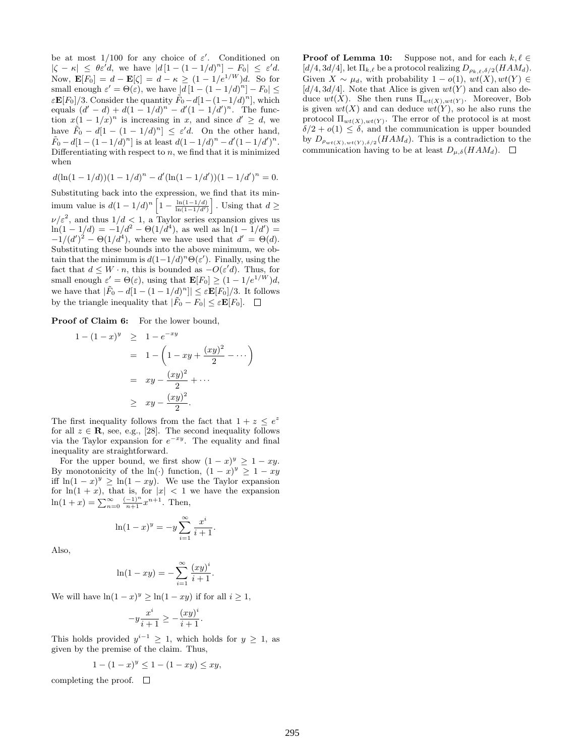be at most $1/100$ for any choice of $\varepsilon'$. Conditioned on $|\zeta - \kappa| \leq \theta\varepsilon' d$, we have $|d[1-(1-1/d)^n] - F_0| \leq \varepsilon' d$. Now, $\mathbf{E}[F_0] = d - \mathbf{E}[\zeta] = d - \kappa \geq (1 - 1/e^{1/W})d$. So for small enough $\varepsilon' = \Theta(\varepsilon)$, we have $|d[1-(1-1/d)^n] - F_0| \leq \varepsilon \mathbf{E}[F_0]/3$. Consider the quantity $\tilde{F}_0 - d[1-(1-1/d)^n]$, which equals $(d'-d) + d(1-1/d)^n - d'(1-1/d')^n$. The function $x(1-1/x)^n$ is increasing in $x$, and since $d' \geq d$, we have $\tilde{F}_0 - d[1-(1-1/d)^n] \leq \varepsilon' d$. On the other hand, $\tilde{F}_0 - d[1-(1-1/d)^n]$ is at least $d(1-1/d)^n - d'(1-1/d')^n$. Differentiating with respect to $n$, we find that it is minimized when

$$d(\ln(1-1/d))(1-1/d)^n - d'(\ln(1-1/d'))(1-1/d')^n = 0.$$

Substituting back into the expression, we find that its minimum value is $d(1-1/d)^n \left[1 - \frac{\ln(1-1/d)}{\ln(1-1/d')}\right]$. Using that $d \geq \nu/\varepsilon^2$, and thus $1/d < 1$, a Taylor series expansion gives us $\ln(1-1/d) = -1/d^2 - \Theta(1/d^4)$, as well as $\ln(1-1/d') = -1/(d')^2 - \Theta(1/d^4)$, where we have used that $d' = \Theta(d)$. Substituting these bounds into the above minimum, we obtain that the minimum is $d(1-1/d)^n\Theta(\varepsilon')$. Finally, using the fact that $d \leq W \cdot n$, this is bounded as $-O(\varepsilon' d)$. Thus, for small enough $\varepsilon' = \Theta(\varepsilon)$, using that $\mathbf{E}[F_0] \geq (1-1/e^{1/W})d$, we have that $|\tilde{F}_0 - d[1-(1-1/d)^n]| \leq \varepsilon \mathbf{E}[F_0]/3$. It follows by the triangle inequality that $|\tilde{F}_0 - F_0| \leq \varepsilon \mathbf{E}[F_0]$. □

**Proof of Claim 6:** For the lower bound,

$$\begin{aligned}
1-(1-x)^y &\geq 1 - e^{-xy} \\
&= 1 - \left(1 - xy + \frac{(xy)^2}{2} - \cdots\right) \\
&= xy - \frac{(xy)^2}{2} + \cdots \\
&\geq xy - \frac{(xy)^2}{2}.
\end{aligned}$$

The first inequality follows from the fact that $1 + z \leq e^z$ for all $z \in \mathbf{R}$, see, e.g., [28]. The second inequality follows via the Taylor expansion for $e^{-xy}$. The equality and final inequality are straightforward.

For the upper bound, we first show $(1-x)^y \geq 1 - xy$. By monotonicity of the $\ln(\cdot)$ function, $(1-x)^y \geq 1 - xy$ iff $\ln(1-x)^y \geq \ln(1-xy)$. We use the Taylor expansion for $\ln(1+x)$, that is, for $|x| < 1$ we have the expansion $\ln(1+x) = \sum_{n=0}^{\infty} \frac{(-1)^n}{n+1} x^{n+1}$. Then,

$$\ln(1-x)^y = -y \sum_{i=1}^{\infty} \frac{x^i}{i+1}.$$

Also,

$$\ln(1-xy) = -\sum_{i=1}^{\infty} \frac{(xy)^i}{i+1}.$$

We will have $\ln(1-x)^y \geq \ln(1-xy)$ if for all $i \geq 1$,

$$-y\frac{x^i}{i+1} \geq -\frac{(xy)^i}{i+1}.$$

This holds provided $y^{i-1} \geq 1$, which holds for $y \geq 1$, as given by the premise of the claim. Thus,

$$1-(1-x)^y \leq 1-(1-xy) \leq xy,$$

completing the proof. □

**Proof of Lemma 10:** Suppose not, and for each $k, \ell \in [d/4, 3d/4]$, let $\Pi_{k,\ell}$ be a protocol realizing $D_{\rho_{k,\ell},\delta/2}(HAM_d)$. Given $X \sim \mu_d$, with probability $1 - o(1)$, $wt(X), wt(Y) \in [d/4, 3d/4]$. Note that Alice is given $wt(Y)$ and can also deduce $wt(X)$. She then runs $\Pi_{wt(X),wt(Y)}$. Moreover, Bob is given $wt(X)$ and can deduce $wt(Y)$, so he also runs the protocol $\Pi_{wt(X),wt(Y)}$. The error of the protocol is at most $\delta/2 + o(1) \leq \delta$, and the communication is upper bounded by $D_{\rho_{wt(X),wt(Y)},\delta/2}(HAM_d)$. This is a contradiction to the communication having to be at least $D_{\mu,\delta}(HAM_d)$. □